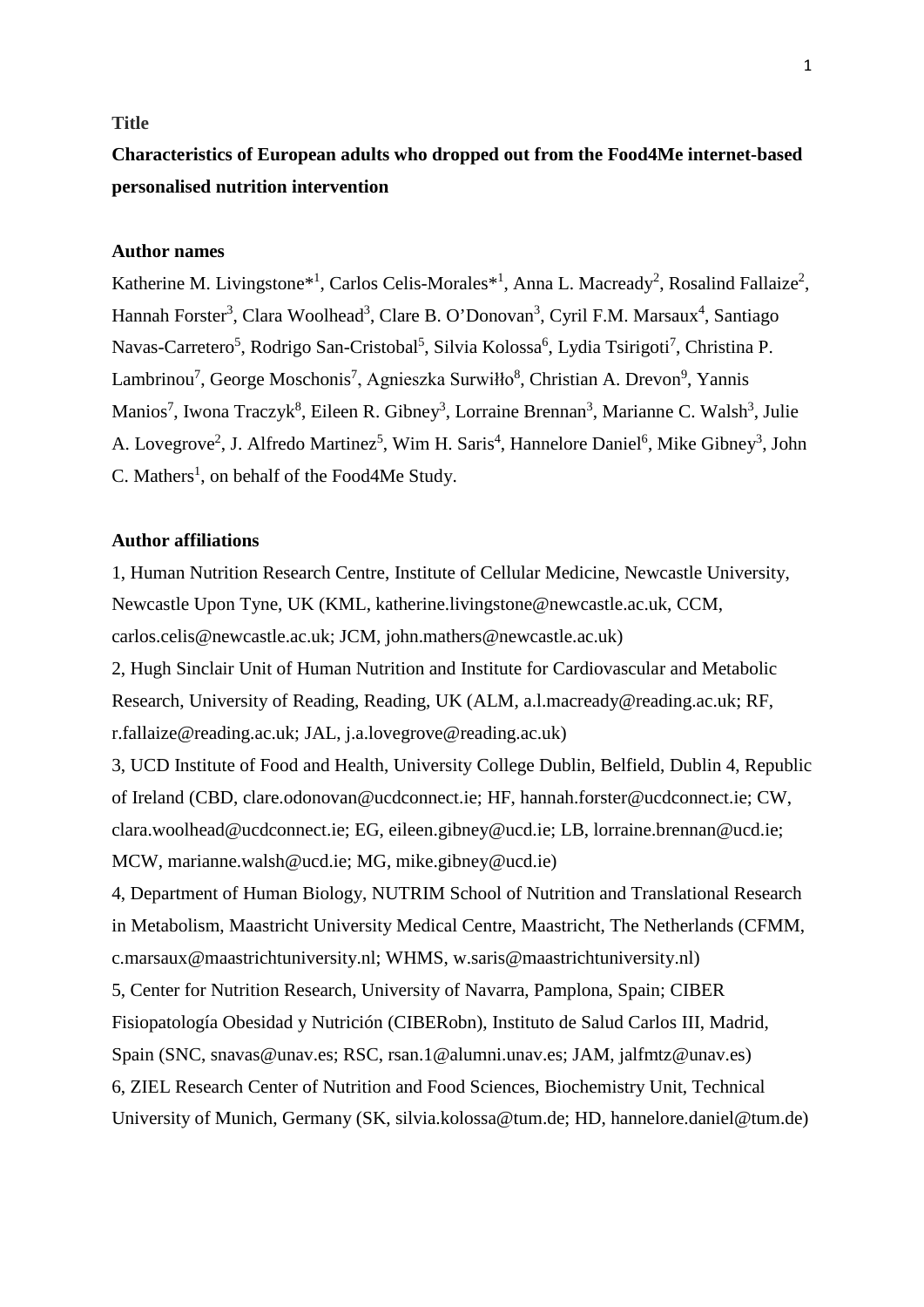## Title

**Characteristics of European adults who dropped out from the Food4Me internet-based personalised nutrition intervention**

## Author names

Katherine M. Livingstone*[1], Carlos Celis-Morales*[1], Anna L. Macready[2], Rosalind Fallaize[2], Hannah Forster[3], Clara Woolhead[3], Clare B. O'Donovan[3], Cyril F.M. Marsaux[4], Santiago Navas-Carretero[5], Rodrigo San-Cristobal[5], Silvia Kolossa[6], Lydia Tsirigoti[7], Christina P. Lambrinou[7], George Moschonis[7], Agnieszka Surwiłło[8], Christian A. Drevon[9], Yannis Manios[7], Iwona Traczyk[8], Eileen R. Gibney[3], Lorraine Brennan[3], Marianne C. Walsh[3], Julie A. Lovegrove[2], J. Alfredo Martinez[5], Wim H. Saris[4], Hannelore Daniel[6], Mike Gibney[3], John C. Mathers[1], on behalf of the Food4Me Study.

## Author affiliations

1, Human Nutrition Research Centre, Institute of Cellular Medicine, Newcastle University, Newcastle Upon Tyne, UK (KML, katherine.livingstone@newcastle.ac.uk, CCM, carlos.celis@newcastle.ac.uk; JCM, john.mathers@newcastle.ac.uk)

2, Hugh Sinclair Unit of Human Nutrition and Institute for Cardiovascular and Metabolic Research, University of Reading, Reading, UK (ALM, a.l.macready@reading.ac.uk; RF, r.fallaize@reading.ac.uk; JAL, j.a.lovegrove@reading.ac.uk)

3, UCD Institute of Food and Health, University College Dublin, Belfield, Dublin 4, Republic of Ireland (CBD, clare.odonovan@ucdconnect.ie; HF, hannah.forster@ucdconnect.ie; CW, clara.woolhead@ucdconnect.ie; EG, eileen.gibney@ucd.ie; LB, lorraine.brennan@ucd.ie; MCW, marianne.walsh@ucd.ie; MG, mike.gibney@ucd.ie)

4, Department of Human Biology, NUTRIM School of Nutrition and Translational Research in Metabolism, Maastricht University Medical Centre, Maastricht, The Netherlands (CFMM, c.marsaux@maastrichtuniversity.nl; WHMS, w.saris@maastrichtuniversity.nl)

5, Center for Nutrition Research, University of Navarra, Pamplona, Spain; CIBER Fisiopatología Obesidad y Nutrición (CIBERobn), Instituto de Salud Carlos III, Madrid, Spain (SNC, snavas@unav.es; RSC, rsan.1@alumni.unav.es; JAM, jalfmtz@unav.es)

6, ZIEL Research Center of Nutrition and Food Sciences, Biochemistry Unit, Technical University of Munich, Germany (SK, silvia.kolossa@tum.de; HD, hannelore.daniel@tum.de)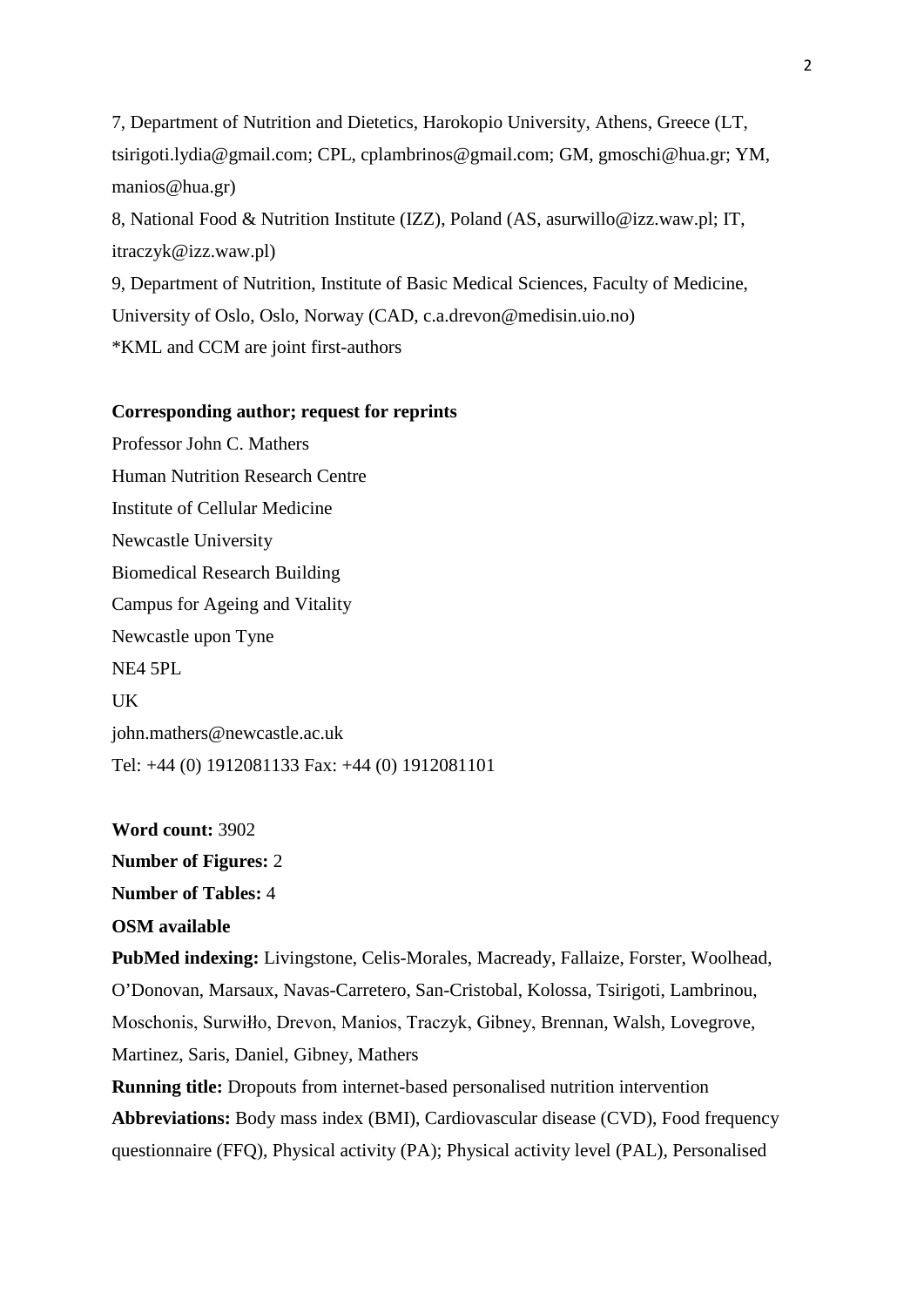7, Department of Nutrition and Dietetics, Harokopio University, Athens, Greece (LT, tsirigoti.lydia@gmail.com; CPL, cplambrinos@gmail.com; GM, gmoschi@hua.gr; YM, manios@hua.gr)

8, National Food & Nutrition Institute (IZZ), Poland (AS, asurwillo@izz.waw.pl; IT, itraczyk@izz.waw.pl)

9, Department of Nutrition, Institute of Basic Medical Sciences, Faculty of Medicine, University of Oslo, Oslo, Norway (CAD, c.a.drevon@medisin.uio.no)

*KML and CCM are joint first-authors

**Corresponding author; request for reprints**

Professor John C. Mathers
Human Nutrition Research Centre
Institute of Cellular Medicine
Newcastle University
Biomedical Research Building
Campus for Ageing and Vitality
Newcastle upon Tyne
NE4 5PL
UK
john.mathers@newcastle.ac.uk
Tel: +44 (0) 1912081133 Fax: +44 (0) 1912081101

**Word count:** 3902

**Number of Figures:** 2

**Number of Tables:** 4

**OSM available**

**PubMed indexing:** Livingstone, Celis-Morales, Macready, Fallaize, Forster, Woolhead, O'Donovan, Marsaux, Navas-Carretero, San-Cristobal, Kolossa, Tsirigoti, Lambrinou, Moschonis, Surwiłło, Drevon, Manios, Traczyk, Gibney, Brennan, Walsh, Lovegrove, Martinez, Saris, Daniel, Gibney, Mathers

**Running title:** Dropouts from internet-based personalised nutrition intervention

**Abbreviations:** Body mass index (BMI), Cardiovascular disease (CVD), Food frequency questionnaire (FFQ), Physical activity (PA); Physical activity level (PAL), Personalised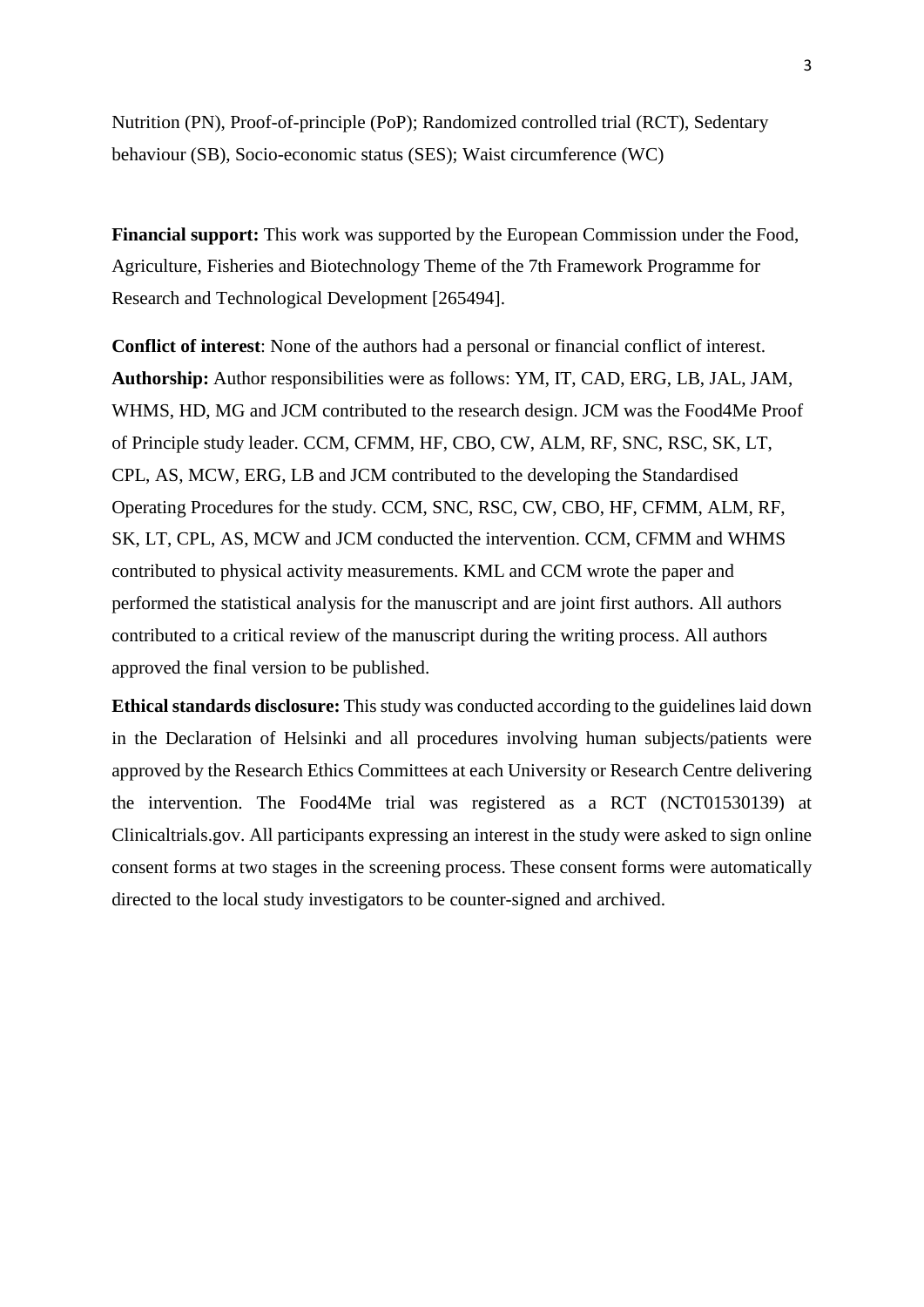Nutrition (PN), Proof-of-principle (PoP); Randomized controlled trial (RCT), Sedentary behaviour (SB), Socio-economic status (SES); Waist circumference (WC)

**Financial support:** This work was supported by the European Commission under the Food, Agriculture, Fisheries and Biotechnology Theme of the 7th Framework Programme for Research and Technological Development [265494].

**Conflict of interest**: None of the authors had a personal or financial conflict of interest.

**Authorship:** Author responsibilities were as follows: YM, IT, CAD, ERG, LB, JAL, JAM, WHMS, HD, MG and JCM contributed to the research design. JCM was the Food4Me Proof of Principle study leader. CCM, CFMM, HF, CBO, CW, ALM, RF, SNC, RSC, SK, LT, CPL, AS, MCW, ERG, LB and JCM contributed to the developing the Standardised Operating Procedures for the study. CCM, SNC, RSC, CW, CBO, HF, CFMM, ALM, RF, SK, LT, CPL, AS, MCW and JCM conducted the intervention. CCM, CFMM and WHMS contributed to physical activity measurements. KML and CCM wrote the paper and performed the statistical analysis for the manuscript and are joint first authors. All authors contributed to a critical review of the manuscript during the writing process. All authors approved the final version to be published.

**Ethical standards disclosure:** This study was conducted according to the guidelines laid down in the Declaration of Helsinki and all procedures involving human subjects/patients were approved by the Research Ethics Committees at each University or Research Centre delivering the intervention. The Food4Me trial was registered as a RCT (NCT01530139) at Clinicaltrials.gov. All participants expressing an interest in the study were asked to sign online consent forms at two stages in the screening process. These consent forms were automatically directed to the local study investigators to be counter-signed and archived.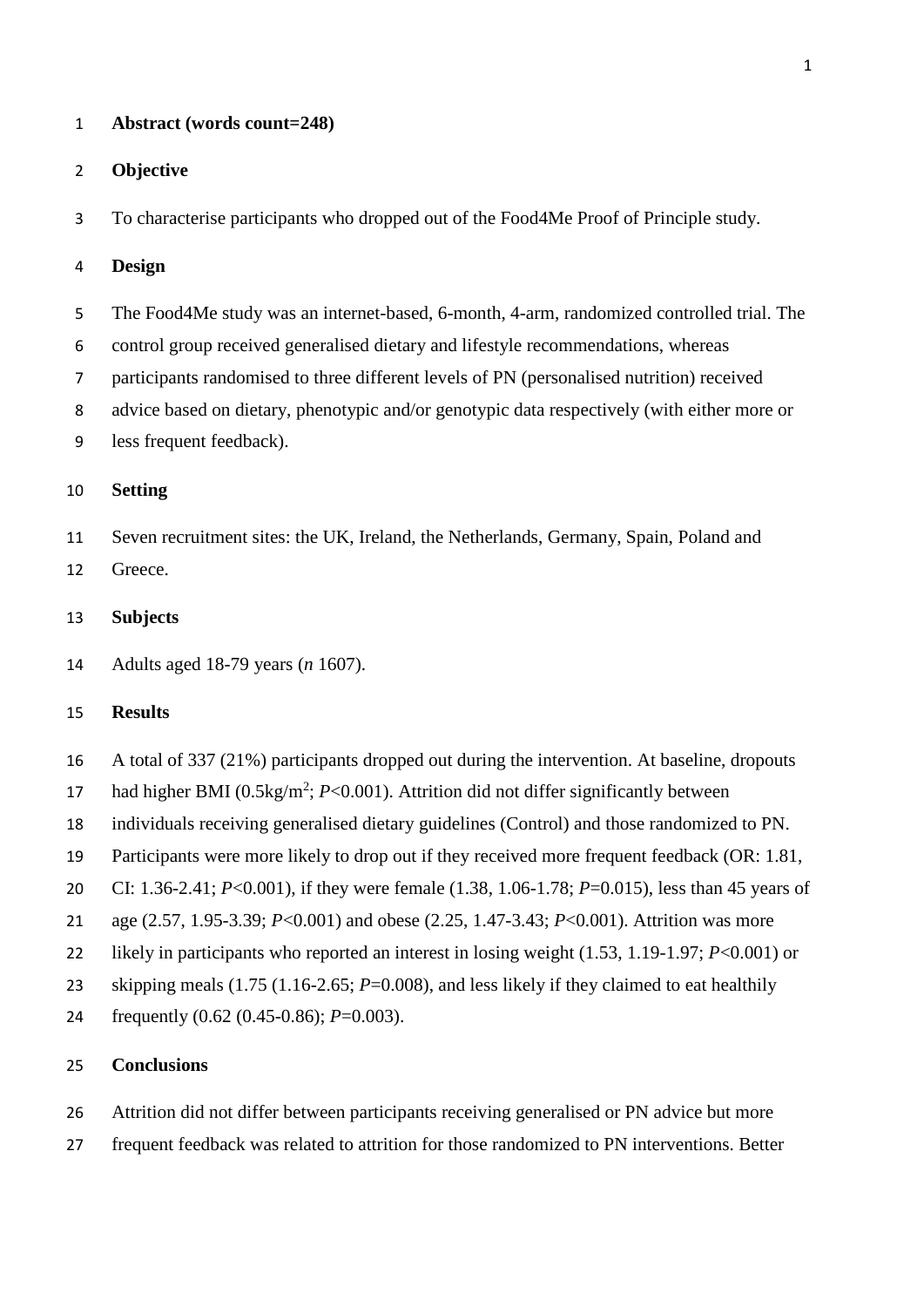**Abstract (words count=248)**

**Objective**

To characterise participants who dropped out of the Food4Me Proof of Principle study.

**Design**

The Food4Me study was an internet-based, 6-month, 4-arm, randomized controlled trial. The control group received generalised dietary and lifestyle recommendations, whereas participants randomised to three different levels of PN (personalised nutrition) received advice based on dietary, phenotypic and/or genotypic data respectively (with either more or less frequent feedback).

**Setting**

Seven recruitment sites: the UK, Ireland, the Netherlands, Germany, Spain, Poland and Greece.

**Subjects**

Adults aged 18-79 years (*n* 1607).

**Results**

A total of 337 (21%) participants dropped out during the intervention. At baseline, dropouts had higher BMI (0.5kg/m$^2$; *P*<0.001). Attrition did not differ significantly between individuals receiving generalised dietary guidelines (Control) and those randomized to PN. Participants were more likely to drop out if they received more frequent feedback (OR: 1.81, CI: 1.36-2.41; *P*<0.001), if they were female (1.38, 1.06-1.78; *P*=0.015), less than 45 years of age (2.57, 1.95-3.39; *P*<0.001) and obese (2.25, 1.47-3.43; *P*<0.001). Attrition was more likely in participants who reported an interest in losing weight (1.53, 1.19-1.97; *P*<0.001) or skipping meals (1.75 (1.16-2.65; *P*=0.008), and less likely if they claimed to eat healthily frequently (0.62 (0.45-0.86); *P*=0.003).

**Conclusions**

Attrition did not differ between participants receiving generalised or PN advice but more frequent feedback was related to attrition for those randomized to PN interventions. Better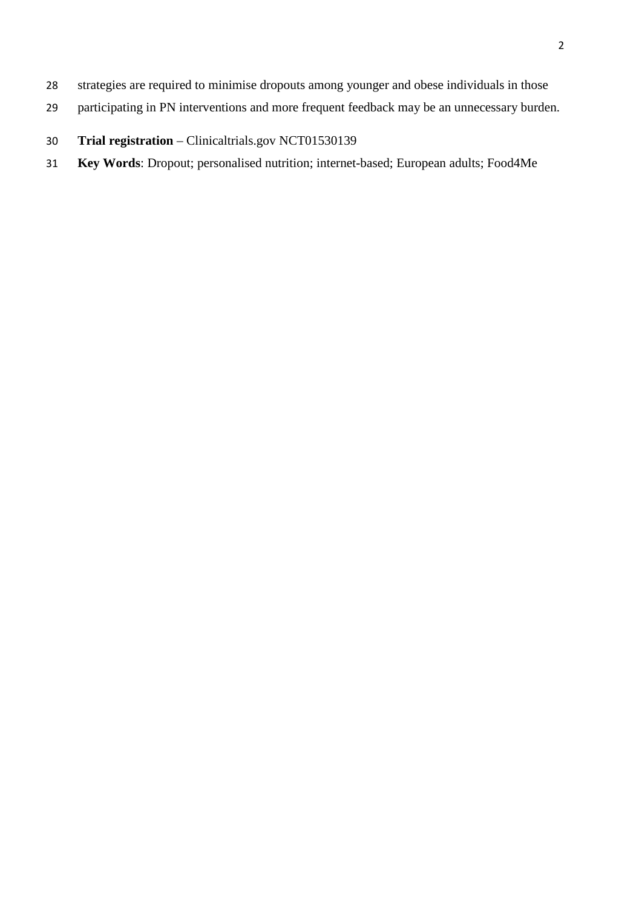strategies are required to minimise dropouts among younger and obese individuals in those participating in PN interventions and more frequent feedback may be an unnecessary burden.

**Trial registration** – Clinicaltrials.gov NCT01530139

**Key Words**: Dropout; personalised nutrition; internet-based; European adults; Food4Me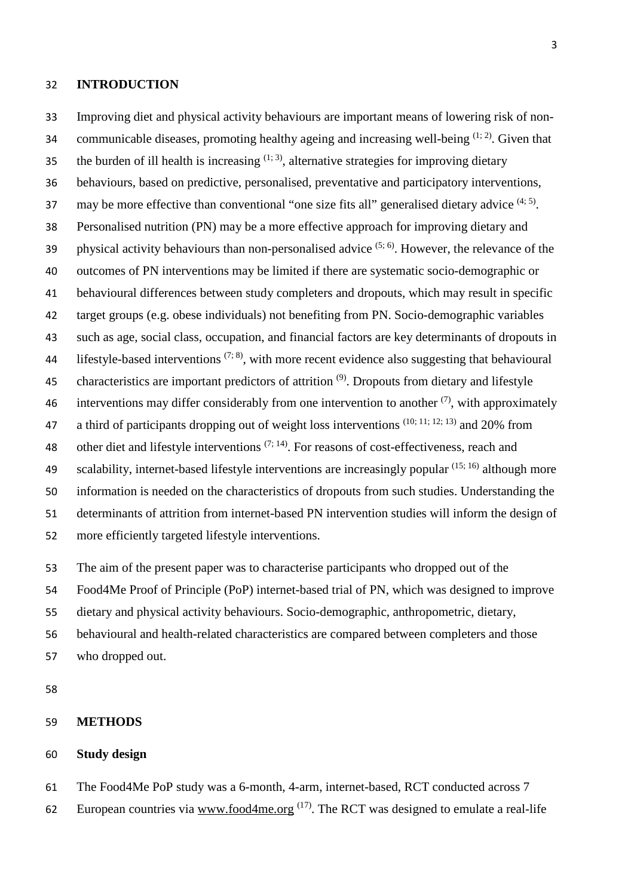## INTRODUCTION

Improving diet and physical activity behaviours are important means of lowering risk of non-communicable diseases, promoting healthy ageing and increasing well-being [1; 2]. Given that the burden of ill health is increasing [1; 3], alternative strategies for improving dietary behaviours, based on predictive, personalised, preventative and participatory interventions, may be more effective than conventional "one size fits all" generalised dietary advice [4; 5]. Personalised nutrition (PN) may be a more effective approach for improving dietary and physical activity behaviours than non-personalised advice [5; 6]. However, the relevance of the outcomes of PN interventions may be limited if there are systematic socio-demographic or behavioural differences between study completers and dropouts, which may result in specific target groups (e.g. obese individuals) not benefiting from PN. Socio-demographic variables such as age, social class, occupation, and financial factors are key determinants of dropouts in lifestyle-based interventions [7; 8], with more recent evidence also suggesting that behavioural characteristics are important predictors of attrition [9]. Dropouts from dietary and lifestyle interventions may differ considerably from one intervention to another [7], with approximately a third of participants dropping out of weight loss interventions [10; 11; 12; 13] and 20% from other diet and lifestyle interventions [7; 14]. For reasons of cost-effectiveness, reach and scalability, internet-based lifestyle interventions are increasingly popular [15; 16] although more information is needed on the characteristics of dropouts from such studies. Understanding the determinants of attrition from internet-based PN intervention studies will inform the design of more efficiently targeted lifestyle interventions.

The aim of the present paper was to characterise participants who dropped out of the Food4Me Proof of Principle (PoP) internet-based trial of PN, which was designed to improve dietary and physical activity behaviours. Socio-demographic, anthropometric, dietary, behavioural and health-related characteristics are compared between completers and those who dropped out.

## METHODS

### Study design

The Food4Me PoP study was a 6-month, 4-arm, internet-based, RCT conducted across 7 European countries via www.food4me.org [17]. The RCT was designed to emulate a real-life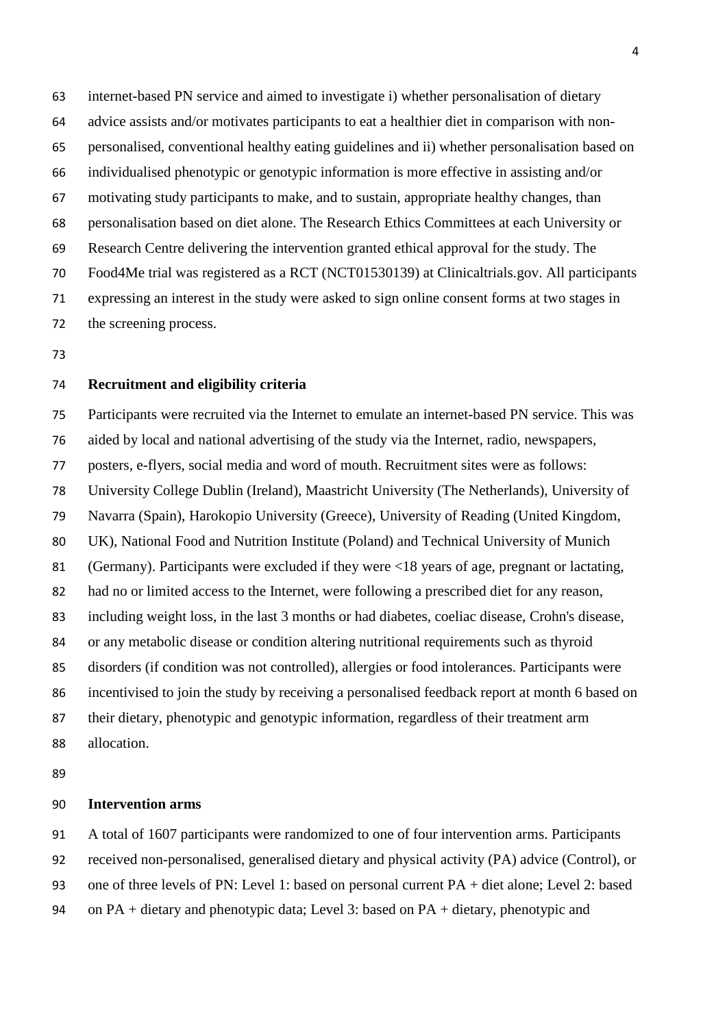internet-based PN service and aimed to investigate i) whether personalisation of dietary advice assists and/or motivates participants to eat a healthier diet in comparison with non-personalised, conventional healthy eating guidelines and ii) whether personalisation based on individualised phenotypic or genotypic information is more effective in assisting and/or motivating study participants to make, and to sustain, appropriate healthy changes, than personalisation based on diet alone. The Research Ethics Committees at each University or Research Centre delivering the intervention granted ethical approval for the study. The Food4Me trial was registered as a RCT (NCT01530139) at Clinicaltrials.gov. All participants expressing an interest in the study were asked to sign online consent forms at two stages in the screening process.

**Recruitment and eligibility criteria**

Participants were recruited via the Internet to emulate an internet-based PN service. This was aided by local and national advertising of the study via the Internet, radio, newspapers, posters, e-flyers, social media and word of mouth. Recruitment sites were as follows: University College Dublin (Ireland), Maastricht University (The Netherlands), University of Navarra (Spain), Harokopio University (Greece), University of Reading (United Kingdom, UK), National Food and Nutrition Institute (Poland) and Technical University of Munich (Germany). Participants were excluded if they were <18 years of age, pregnant or lactating, had no or limited access to the Internet, were following a prescribed diet for any reason, including weight loss, in the last 3 months or had diabetes, coeliac disease, Crohn's disease, or any metabolic disease or condition altering nutritional requirements such as thyroid disorders (if condition was not controlled), allergies or food intolerances. Participants were incentivised to join the study by receiving a personalised feedback report at month 6 based on their dietary, phenotypic and genotypic information, regardless of their treatment arm allocation.

**Intervention arms**

A total of 1607 participants were randomized to one of four intervention arms. Participants received non-personalised, generalised dietary and physical activity (PA) advice (Control), or one of three levels of PN: Level 1: based on personal current PA + diet alone; Level 2: based on PA + dietary and phenotypic data; Level 3: based on PA + dietary, phenotypic and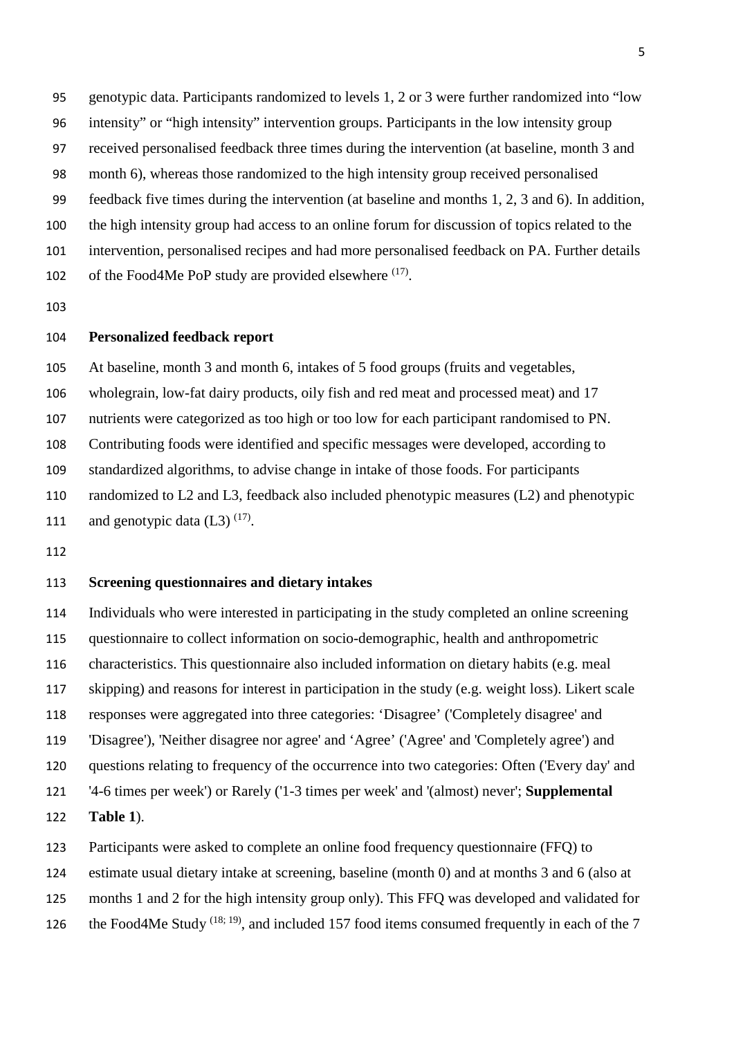genotypic data. Participants randomized to levels 1, 2 or 3 were further randomized into "low intensity" or "high intensity" intervention groups. Participants in the low intensity group received personalised feedback three times during the intervention (at baseline, month 3 and month 6), whereas those randomized to the high intensity group received personalised feedback five times during the intervention (at baseline and months 1, 2, 3 and 6). In addition, the high intensity group had access to an online forum for discussion of topics related to the intervention, personalised recipes and had more personalised feedback on PA. Further details of the Food4Me PoP study are provided elsewhere [(17)].

**Personalized feedback report**

At baseline, month 3 and month 6, intakes of 5 food groups (fruits and vegetables, wholegrain, low-fat dairy products, oily fish and red meat and processed meat) and 17 nutrients were categorized as too high or too low for each participant randomised to PN. Contributing foods were identified and specific messages were developed, according to standardized algorithms, to advise change in intake of those foods. For participants randomized to L2 and L3, feedback also included phenotypic measures (L2) and phenotypic and genotypic data (L3) [(17)].

**Screening questionnaires and dietary intakes**

Individuals who were interested in participating in the study completed an online screening questionnaire to collect information on socio-demographic, health and anthropometric characteristics. This questionnaire also included information on dietary habits (e.g. meal skipping) and reasons for interest in participation in the study (e.g. weight loss). Likert scale responses were aggregated into three categories: 'Disagree' ('Completely disagree' and 'Disagree'), 'Neither disagree nor agree' and 'Agree' ('Agree' and 'Completely agree') and questions relating to frequency of the occurrence into two categories: Often ('Every day' and '4-6 times per week') or Rarely ('1-3 times per week' and '(almost) never'; **Supplemental Table 1**).

Participants were asked to complete an online food frequency questionnaire (FFQ) to estimate usual dietary intake at screening, baseline (month 0) and at months 3 and 6 (also at months 1 and 2 for the high intensity group only). This FFQ was developed and validated for the Food4Me Study [(18; 19)], and included 157 food items consumed frequently in each of the 7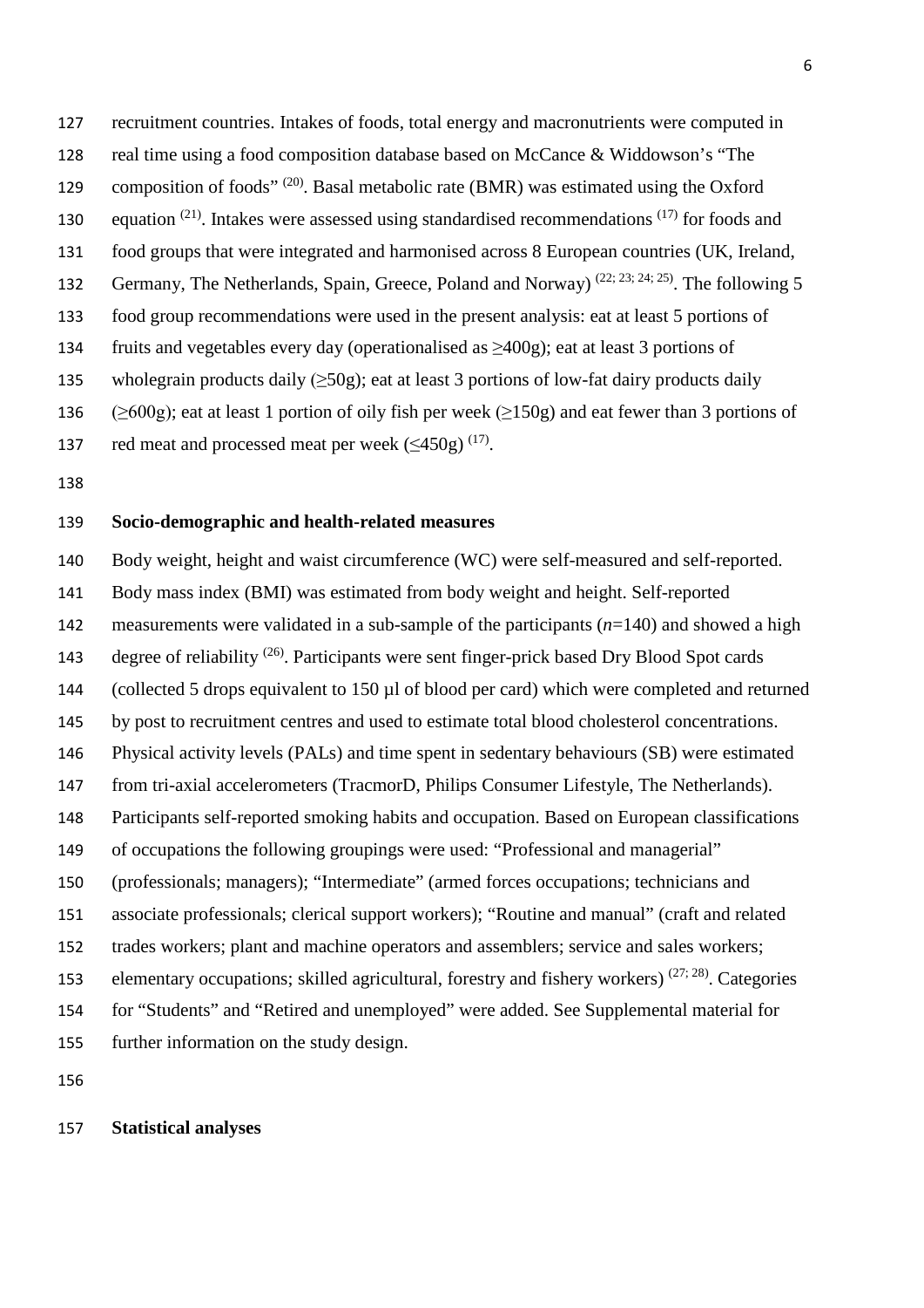recruitment countries. Intakes of foods, total energy and macronutrients were computed in real time using a food composition database based on McCance & Widdowson's "The composition of foods" [20]. Basal metabolic rate (BMR) was estimated using the Oxford equation [21]. Intakes were assessed using standardised recommendations [17] for foods and food groups that were integrated and harmonised across 8 European countries (UK, Ireland, Germany, The Netherlands, Spain, Greece, Poland and Norway) [22; 23; 24; 25]. The following 5 food group recommendations were used in the present analysis: eat at least 5 portions of fruits and vegetables every day (operationalised as ≥400g); eat at least 3 portions of wholegrain products daily (≥50g); eat at least 3 portions of low-fat dairy products daily (≥600g); eat at least 1 portion of oily fish per week (≥150g) and eat fewer than 3 portions of red meat and processed meat per week (≤450g) [17].

**Socio-demographic and health-related measures**

Body weight, height and waist circumference (WC) were self-measured and self-reported. Body mass index (BMI) was estimated from body weight and height. Self-reported measurements were validated in a sub-sample of the participants (*n*=140) and showed a high degree of reliability [26]. Participants were sent finger-prick based Dry Blood Spot cards (collected 5 drops equivalent to 150 µl of blood per card) which were completed and returned by post to recruitment centres and used to estimate total blood cholesterol concentrations. Physical activity levels (PALs) and time spent in sedentary behaviours (SB) were estimated from tri-axial accelerometers (TracmorD, Philips Consumer Lifestyle, The Netherlands). Participants self-reported smoking habits and occupation. Based on European classifications of occupations the following groupings were used: "Professional and managerial" (professionals; managers); "Intermediate" (armed forces occupations; technicians and associate professionals; clerical support workers); "Routine and manual" (craft and related trades workers; plant and machine operators and assemblers; service and sales workers; elementary occupations; skilled agricultural, forestry and fishery workers) [27; 28]. Categories for "Students" and "Retired and unemployed" were added. See Supplemental material for further information on the study design.

**Statistical analyses**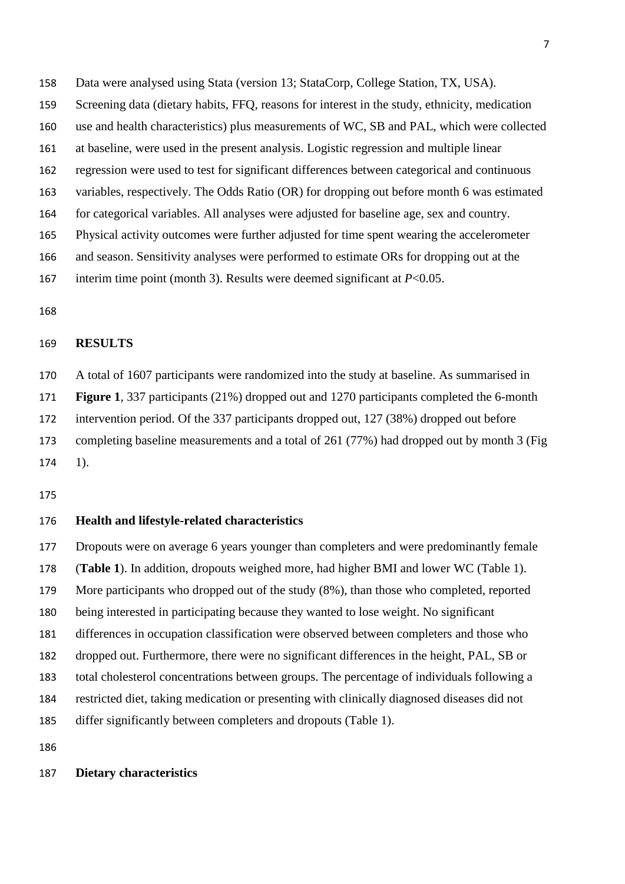Data were analysed using Stata (version 13; StataCorp, College Station, TX, USA). Screening data (dietary habits, FFQ, reasons for interest in the study, ethnicity, medication use and health characteristics) plus measurements of WC, SB and PAL, which were collected at baseline, were used in the present analysis. Logistic regression and multiple linear regression were used to test for significant differences between categorical and continuous variables, respectively. The Odds Ratio (OR) for dropping out before month 6 was estimated for categorical variables. All analyses were adjusted for baseline age, sex and country. Physical activity outcomes were further adjusted for time spent wearing the accelerometer and season. Sensitivity analyses were performed to estimate ORs for dropping out at the interim time point (month 3). Results were deemed significant at $P<0.05$.

## RESULTS

A total of 1607 participants were randomized into the study at baseline. As summarised in **Figure 1**, 337 participants (21%) dropped out and 1270 participants completed the 6-month intervention period. Of the 337 participants dropped out, 127 (38%) dropped out before completing baseline measurements and a total of 261 (77%) had dropped out by month 3 (Fig 1).

### Health and lifestyle-related characteristics

Dropouts were on average 6 years younger than completers and were predominantly female (**Table 1**). In addition, dropouts weighed more, had higher BMI and lower WC (Table 1). More participants who dropped out of the study (8%), than those who completed, reported being interested in participating because they wanted to lose weight. No significant differences in occupation classification were observed between completers and those who dropped out. Furthermore, there were no significant differences in the height, PAL, SB or total cholesterol concentrations between groups. The percentage of individuals following a restricted diet, taking medication or presenting with clinically diagnosed diseases did not differ significantly between completers and dropouts (Table 1).

### Dietary characteristics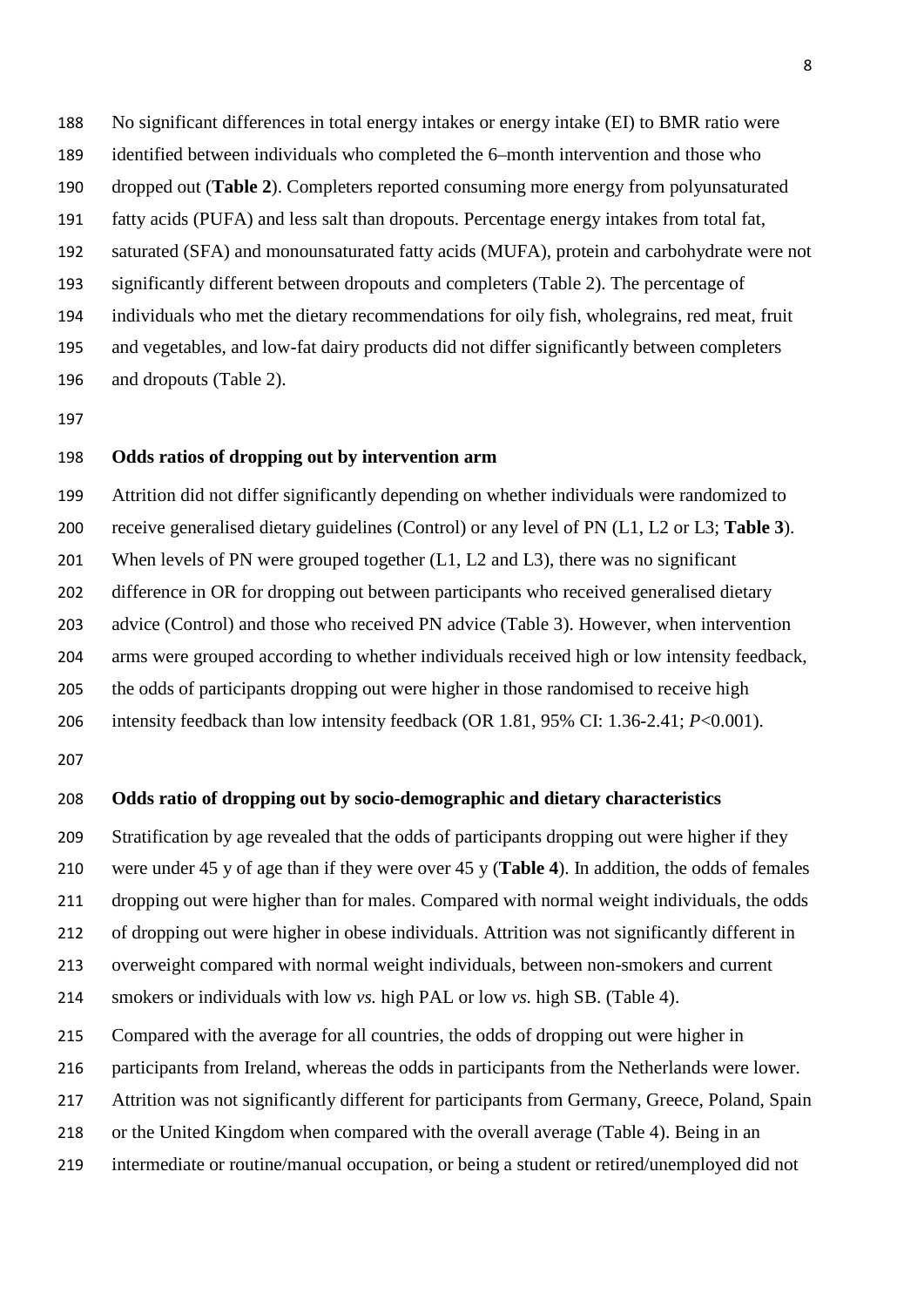No significant differences in total energy intakes or energy intake (EI) to BMR ratio were identified between individuals who completed the 6–month intervention and those who dropped out (**Table 2**). Completers reported consuming more energy from polyunsaturated fatty acids (PUFA) and less salt than dropouts. Percentage energy intakes from total fat, saturated (SFA) and monounsaturated fatty acids (MUFA), protein and carbohydrate were not significantly different between dropouts and completers (Table 2). The percentage of individuals who met the dietary recommendations for oily fish, wholegrains, red meat, fruit and vegetables, and low-fat dairy products did not differ significantly between completers and dropouts (Table 2).

## Odds ratios of dropping out by intervention arm

Attrition did not differ significantly depending on whether individuals were randomized to receive generalised dietary guidelines (Control) or any level of PN (L1, L2 or L3; **Table 3**). When levels of PN were grouped together (L1, L2 and L3), there was no significant difference in OR for dropping out between participants who received generalised dietary advice (Control) and those who received PN advice (Table 3). However, when intervention arms were grouped according to whether individuals received high or low intensity feedback, the odds of participants dropping out were higher in those randomised to receive high intensity feedback than low intensity feedback (OR 1.81, 95% CI: 1.36-2.41; $P<0.001$).

## Odds ratio of dropping out by socio-demographic and dietary characteristics

Stratification by age revealed that the odds of participants dropping out were higher if they were under 45 y of age than if they were over 45 y (**Table 4**). In addition, the odds of females dropping out were higher than for males. Compared with normal weight individuals, the odds of dropping out were higher in obese individuals. Attrition was not significantly different in overweight compared with normal weight individuals, between non-smokers and current smokers or individuals with low *vs.* high PAL or low *vs.* high SB. (Table 4).

Compared with the average for all countries, the odds of dropping out were higher in participants from Ireland, whereas the odds in participants from the Netherlands were lower. Attrition was not significantly different for participants from Germany, Greece, Poland, Spain or the United Kingdom when compared with the overall average (Table 4). Being in an intermediate or routine/manual occupation, or being a student or retired/unemployed did not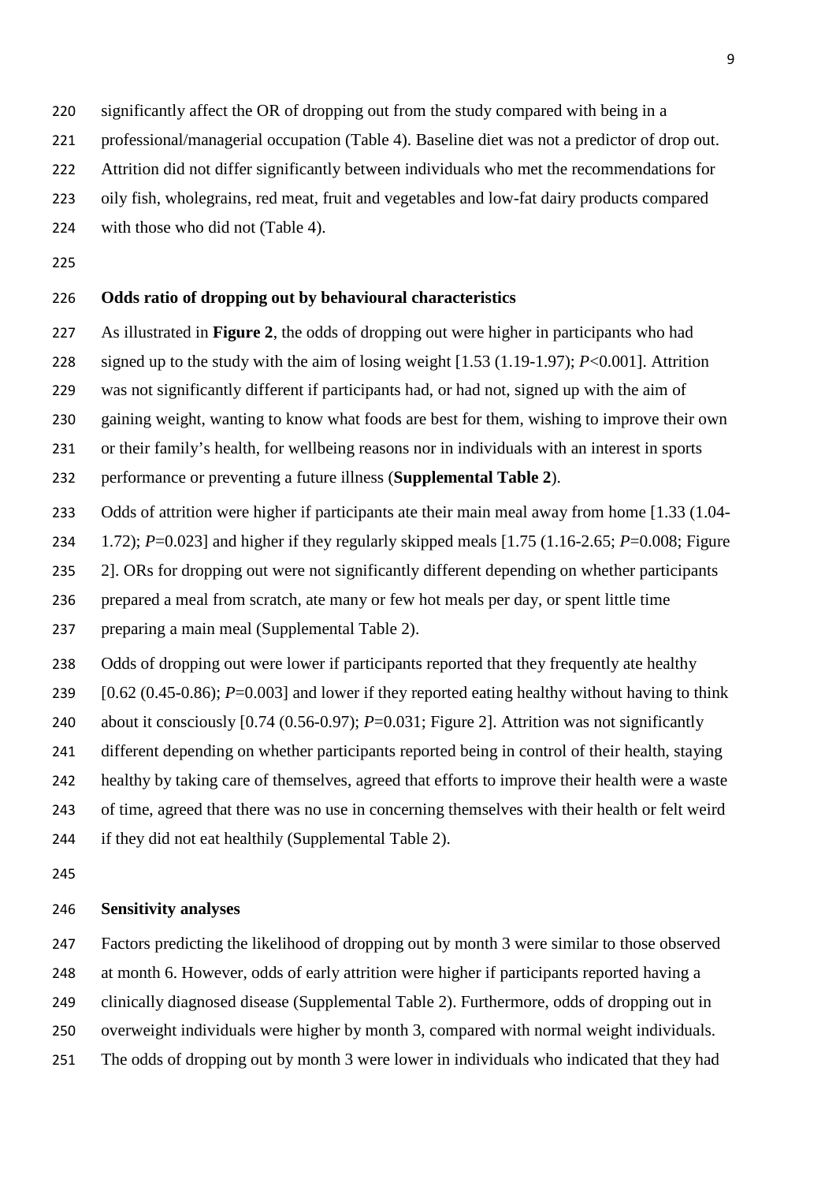significantly affect the OR of dropping out from the study compared with being in a professional/managerial occupation (Table 4). Baseline diet was not a predictor of drop out. Attrition did not differ significantly between individuals who met the recommendations for oily fish, wholegrains, red meat, fruit and vegetables and low-fat dairy products compared with those who did not (Table 4).

### Odds ratio of dropping out by behavioural characteristics

As illustrated in **Figure 2**, the odds of dropping out were higher in participants who had signed up to the study with the aim of losing weight [1.53 (1.19-1.97); $P<0.001$]. Attrition was not significantly different if participants had, or had not, signed up with the aim of gaining weight, wanting to know what foods are best for them, wishing to improve their own or their family's health, for wellbeing reasons nor in individuals with an interest in sports performance or preventing a future illness (**Supplemental Table 2**).

Odds of attrition were higher if participants ate their main meal away from home [1.33 (1.04-1.72); $P=0.023$] and higher if they regularly skipped meals [1.75 (1.16-2.65; $P=0.008$; Figure 2]. ORs for dropping out were not significantly different depending on whether participants prepared a meal from scratch, ate many or few hot meals per day, or spent little time preparing a main meal (Supplemental Table 2).

Odds of dropping out were lower if participants reported that they frequently ate healthy [0.62 (0.45-0.86); $P=0.003$] and lower if they reported eating healthy without having to think about it consciously [0.74 (0.56-0.97); $P=0.031$; Figure 2]. Attrition was not significantly different depending on whether participants reported being in control of their health, staying healthy by taking care of themselves, agreed that efforts to improve their health were a waste of time, agreed that there was no use in concerning themselves with their health or felt weird if they did not eat healthily (Supplemental Table 2).

### Sensitivity analyses

Factors predicting the likelihood of dropping out by month 3 were similar to those observed at month 6. However, odds of early attrition were higher if participants reported having a clinically diagnosed disease (Supplemental Table 2). Furthermore, odds of dropping out in overweight individuals were higher by month 3, compared with normal weight individuals. The odds of dropping out by month 3 were lower in individuals who indicated that they had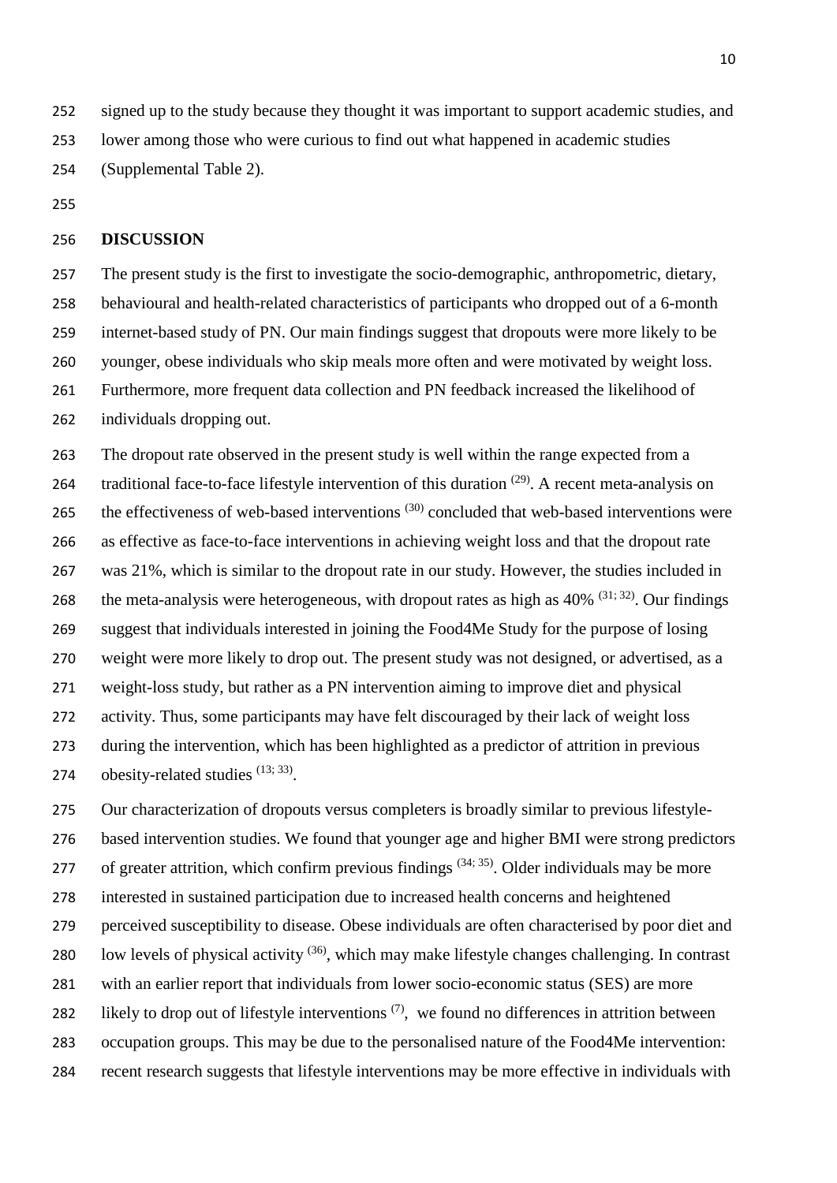signed up to the study because they thought it was important to support academic studies, and lower among those who were curious to find out what happened in academic studies (Supplemental Table 2).

## DISCUSSION

The present study is the first to investigate the socio-demographic, anthropometric, dietary, behavioural and health-related characteristics of participants who dropped out of a 6-month internet-based study of PN. Our main findings suggest that dropouts were more likely to be younger, obese individuals who skip meals more often and were motivated by weight loss. Furthermore, more frequent data collection and PN feedback increased the likelihood of individuals dropping out.

The dropout rate observed in the present study is well within the range expected from a traditional face-to-face lifestyle intervention of this duration [(29)]. A recent meta-analysis on the effectiveness of web-based interventions [(30)] concluded that web-based interventions were as effective as face-to-face interventions in achieving weight loss and that the dropout rate was 21%, which is similar to the dropout rate in our study. However, the studies included in the meta-analysis were heterogeneous, with dropout rates as high as 40% [(31; 32)]. Our findings suggest that individuals interested in joining the Food4Me Study for the purpose of losing weight were more likely to drop out. The present study was not designed, or advertised, as a weight-loss study, but rather as a PN intervention aiming to improve diet and physical activity. Thus, some participants may have felt discouraged by their lack of weight loss during the intervention, which has been highlighted as a predictor of attrition in previous obesity-related studies [(13; 33)].

Our characterization of dropouts versus completers is broadly similar to previous lifestyle-based intervention studies. We found that younger age and higher BMI were strong predictors of greater attrition, which confirm previous findings [(34; 35)]. Older individuals may be more interested in sustained participation due to increased health concerns and heightened perceived susceptibility to disease. Obese individuals are often characterised by poor diet and low levels of physical activity [(36)], which may make lifestyle changes challenging. In contrast with an earlier report that individuals from lower socio-economic status (SES) are more likely to drop out of lifestyle interventions [(7)], we found no differences in attrition between occupation groups. This may be due to the personalised nature of the Food4Me intervention: recent research suggests that lifestyle interventions may be more effective in individuals with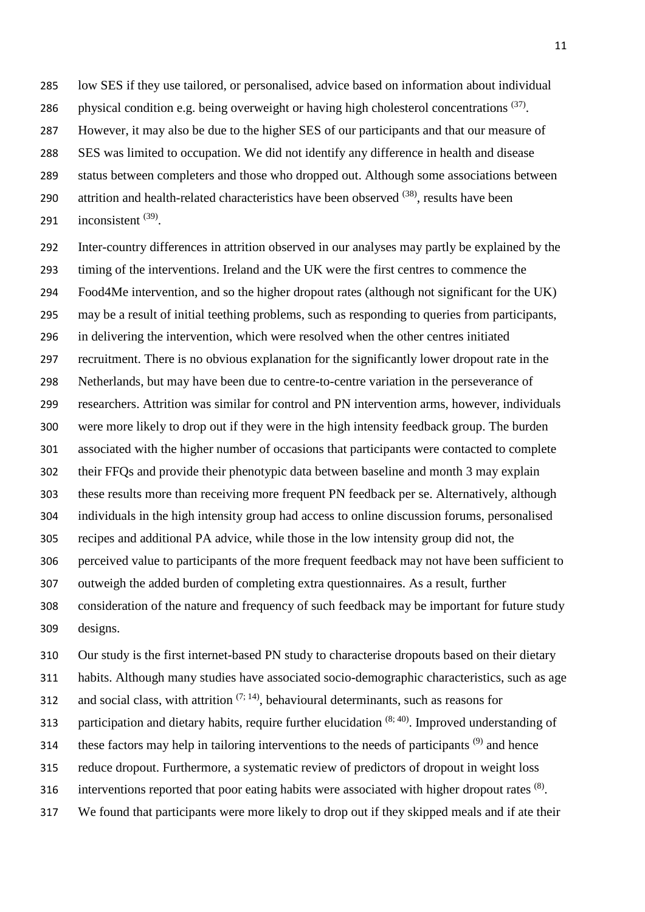low SES if they use tailored, or personalised, advice based on information about individual physical condition e.g. being overweight or having high cholesterol concentrations [37]. However, it may also be due to the higher SES of our participants and that our measure of SES was limited to occupation. We did not identify any difference in health and disease status between completers and those who dropped out. Although some associations between attrition and health-related characteristics have been observed [38], results have been inconsistent [39].

Inter-country differences in attrition observed in our analyses may partly be explained by the timing of the interventions. Ireland and the UK were the first centres to commence the Food4Me intervention, and so the higher dropout rates (although not significant for the UK) may be a result of initial teething problems, such as responding to queries from participants, in delivering the intervention, which were resolved when the other centres initiated recruitment. There is no obvious explanation for the significantly lower dropout rate in the Netherlands, but may have been due to centre-to-centre variation in the perseverance of researchers. Attrition was similar for control and PN intervention arms, however, individuals were more likely to drop out if they were in the high intensity feedback group. The burden associated with the higher number of occasions that participants were contacted to complete their FFQs and provide their phenotypic data between baseline and month 3 may explain these results more than receiving more frequent PN feedback per se. Alternatively, although individuals in the high intensity group had access to online discussion forums, personalised recipes and additional PA advice, while those in the low intensity group did not, the perceived value to participants of the more frequent feedback may not have been sufficient to outweigh the added burden of completing extra questionnaires. As a result, further consideration of the nature and frequency of such feedback may be important for future study designs.

Our study is the first internet-based PN study to characterise dropouts based on their dietary habits. Although many studies have associated socio-demographic characteristics, such as age and social class, with attrition [7; 14], behavioural determinants, such as reasons for participation and dietary habits, require further elucidation [8; 40]. Improved understanding of these factors may help in tailoring interventions to the needs of participants [9] and hence reduce dropout. Furthermore, a systematic review of predictors of dropout in weight loss interventions reported that poor eating habits were associated with higher dropout rates [8]. We found that participants were more likely to drop out if they skipped meals and if ate their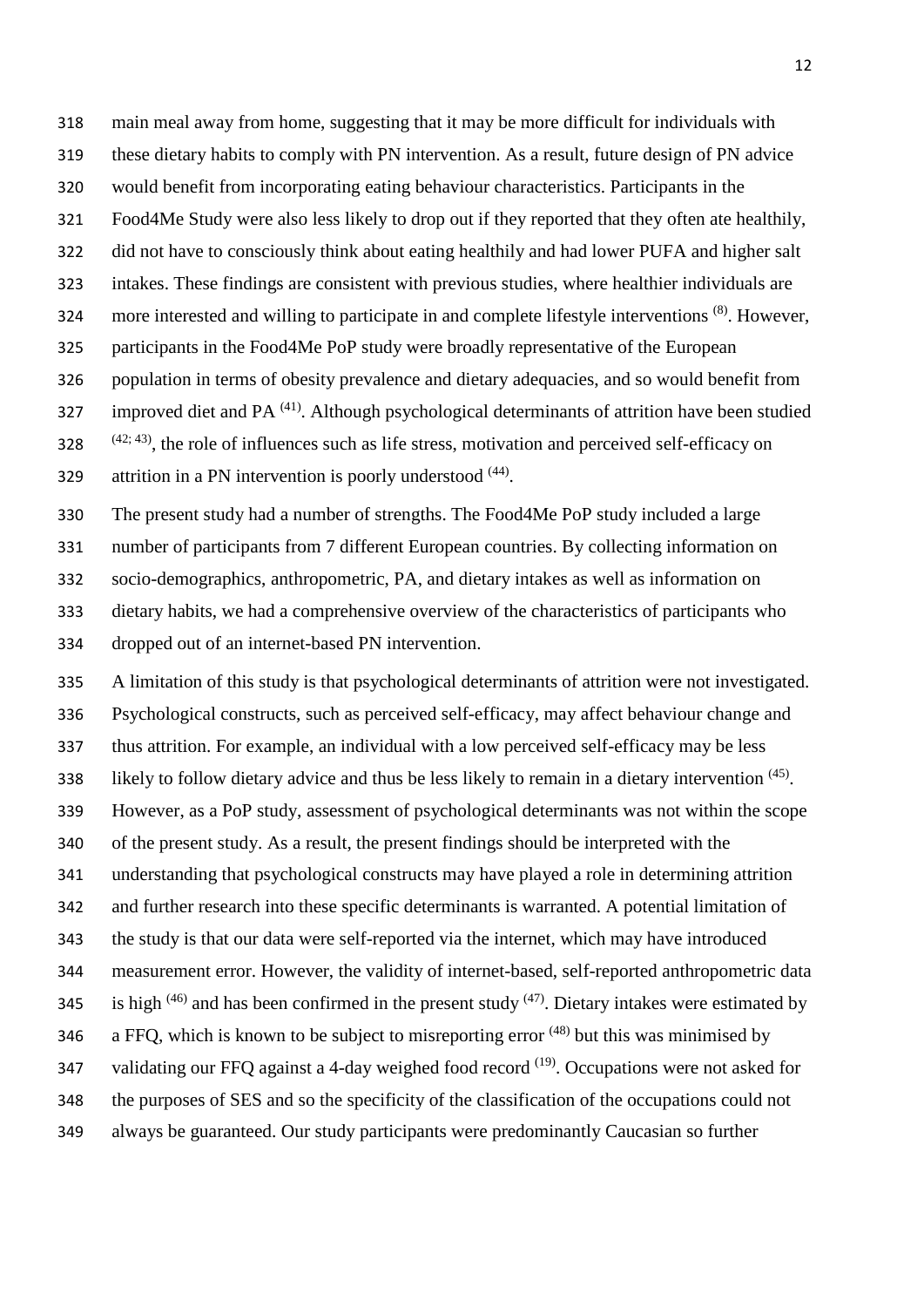main meal away from home, suggesting that it may be more difficult for individuals with these dietary habits to comply with PN intervention. As a result, future design of PN advice would benefit from incorporating eating behaviour characteristics. Participants in the Food4Me Study were also less likely to drop out if they reported that they often ate healthily, did not have to consciously think about eating healthily and had lower PUFA and higher salt intakes. These findings are consistent with previous studies, where healthier individuals are more interested and willing to participate in and complete lifestyle interventions [(8)]. However, participants in the Food4Me PoP study were broadly representative of the European population in terms of obesity prevalence and dietary adequacies, and so would benefit from improved diet and PA [(41)]. Although psychological determinants of attrition have been studied [(42; 43)], the role of influences such as life stress, motivation and perceived self-efficacy on attrition in a PN intervention is poorly understood [(44)].

The present study had a number of strengths. The Food4Me PoP study included a large number of participants from 7 different European countries. By collecting information on socio-demographics, anthropometric, PA, and dietary intakes as well as information on dietary habits, we had a comprehensive overview of the characteristics of participants who dropped out of an internet-based PN intervention.

A limitation of this study is that psychological determinants of attrition were not investigated. Psychological constructs, such as perceived self-efficacy, may affect behaviour change and thus attrition. For example, an individual with a low perceived self-efficacy may be less likely to follow dietary advice and thus be less likely to remain in a dietary intervention [(45)]. However, as a PoP study, assessment of psychological determinants was not within the scope of the present study. As a result, the present findings should be interpreted with the understanding that psychological constructs may have played a role in determining attrition and further research into these specific determinants is warranted. A potential limitation of the study is that our data were self-reported via the internet, which may have introduced measurement error. However, the validity of internet-based, self-reported anthropometric data is high [(46)] and has been confirmed in the present study [(47)]. Dietary intakes were estimated by a FFQ, which is known to be subject to misreporting error [(48)] but this was minimised by validating our FFQ against a 4-day weighed food record [(19)]. Occupations were not asked for the purposes of SES and so the specificity of the classification of the occupations could not always be guaranteed. Our study participants were predominantly Caucasian so further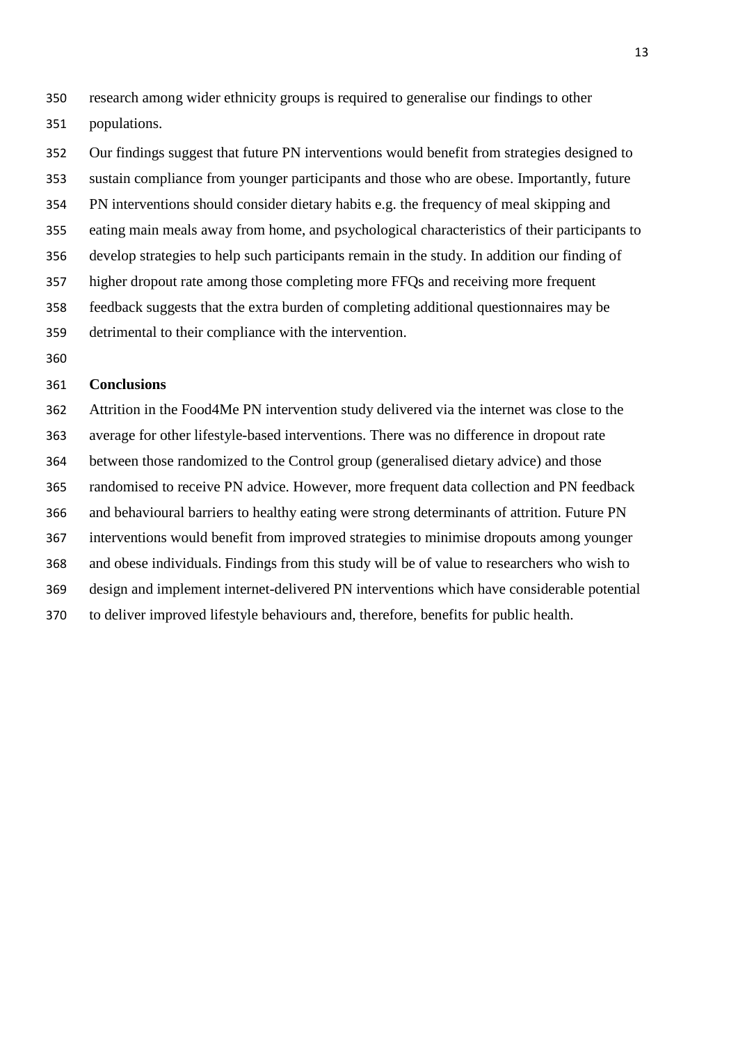research among wider ethnicity groups is required to generalise our findings to other populations.

Our findings suggest that future PN interventions would benefit from strategies designed to sustain compliance from younger participants and those who are obese. Importantly, future PN interventions should consider dietary habits e.g. the frequency of meal skipping and eating main meals away from home, and psychological characteristics of their participants to develop strategies to help such participants remain in the study. In addition our finding of higher dropout rate among those completing more FFQs and receiving more frequent feedback suggests that the extra burden of completing additional questionnaires may be detrimental to their compliance with the intervention.

**Conclusions**

Attrition in the Food4Me PN intervention study delivered via the internet was close to the average for other lifestyle-based interventions. There was no difference in dropout rate between those randomized to the Control group (generalised dietary advice) and those randomised to receive PN advice. However, more frequent data collection and PN feedback and behavioural barriers to healthy eating were strong determinants of attrition. Future PN interventions would benefit from improved strategies to minimise dropouts among younger and obese individuals. Findings from this study will be of value to researchers who wish to design and implement internet-delivered PN interventions which have considerable potential to deliver improved lifestyle behaviours and, therefore, benefits for public health.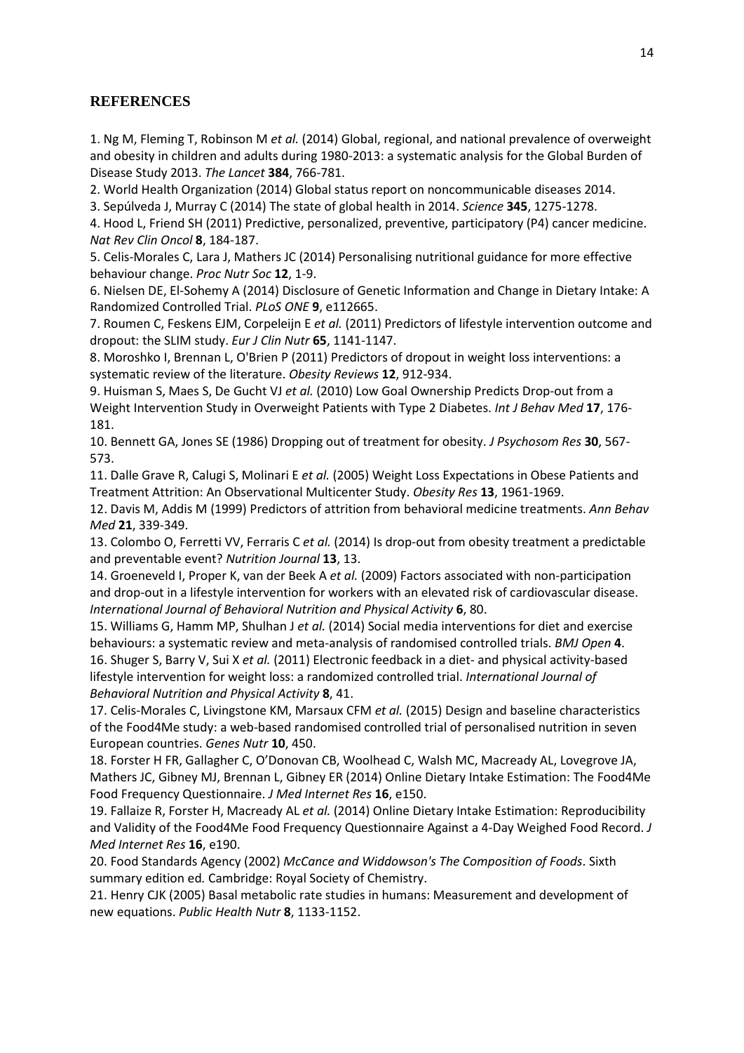## REFERENCES

1. Ng M, Fleming T, Robinson M *et al.* (2014) Global, regional, and national prevalence of overweight and obesity in children and adults during 1980-2013: a systematic analysis for the Global Burden of Disease Study 2013. *The Lancet* **384**, 766-781.

2. World Health Organization (2014) Global status report on noncommunicable diseases 2014.

3. Sepúlveda J, Murray C (2014) The state of global health in 2014. *Science* **345**, 1275-1278.

4. Hood L, Friend SH (2011) Predictive, personalized, preventive, participatory (P4) cancer medicine. *Nat Rev Clin Oncol* **8**, 184-187.

5. Celis-Morales C, Lara J, Mathers JC (2014) Personalising nutritional guidance for more effective behaviour change. *Proc Nutr Soc* **12**, 1-9.

6. Nielsen DE, El-Sohemy A (2014) Disclosure of Genetic Information and Change in Dietary Intake: A Randomized Controlled Trial. *PLoS ONE* **9**, e112665.

7. Roumen C, Feskens EJM, Corpeleijn E *et al.* (2011) Predictors of lifestyle intervention outcome and dropout: the SLIM study. *Eur J Clin Nutr* **65**, 1141-1147.

8. Moroshko I, Brennan L, O'Brien P (2011) Predictors of dropout in weight loss interventions: a systematic review of the literature. *Obesity Reviews* **12**, 912-934.

9. Huisman S, Maes S, De Gucht VJ *et al.* (2010) Low Goal Ownership Predicts Drop-out from a Weight Intervention Study in Overweight Patients with Type 2 Diabetes. *Int J Behav Med* **17**, 176-181.

10. Bennett GA, Jones SE (1986) Dropping out of treatment for obesity. *J Psychosom Res* **30**, 567-573.

11. Dalle Grave R, Calugi S, Molinari E *et al.* (2005) Weight Loss Expectations in Obese Patients and Treatment Attrition: An Observational Multicenter Study. *Obesity Res* **13**, 1961-1969.

12. Davis M, Addis M (1999) Predictors of attrition from behavioral medicine treatments. *Ann Behav Med* **21**, 339-349.

13. Colombo O, Ferretti VV, Ferraris C *et al.* (2014) Is drop-out from obesity treatment a predictable and preventable event? *Nutrition Journal* **13**, 13.

14. Groeneveld I, Proper K, van der Beek A *et al.* (2009) Factors associated with non-participation and drop-out in a lifestyle intervention for workers with an elevated risk of cardiovascular disease. *International Journal of Behavioral Nutrition and Physical Activity* **6**, 80.

15. Williams G, Hamm MP, Shulhan J *et al.* (2014) Social media interventions for diet and exercise behaviours: a systematic review and meta-analysis of randomised controlled trials. *BMJ Open* **4**.

16. Shuger S, Barry V, Sui X *et al.* (2011) Electronic feedback in a diet- and physical activity-based lifestyle intervention for weight loss: a randomized controlled trial. *International Journal of Behavioral Nutrition and Physical Activity* **8**, 41.

17. Celis-Morales C, Livingstone KM, Marsaux CFM *et al.* (2015) Design and baseline characteristics of the Food4Me study: a web-based randomised controlled trial of personalised nutrition in seven European countries. *Genes Nutr* **10**, 450.

18. Forster H FR, Gallagher C, O'Donovan CB, Woolhead C, Walsh MC, Macready AL, Lovegrove JA, Mathers JC, Gibney MJ, Brennan L, Gibney ER (2014) Online Dietary Intake Estimation: The Food4Me Food Frequency Questionnaire. *J Med Internet Res* **16**, e150.

19. Fallaize R, Forster H, Macready AL *et al.* (2014) Online Dietary Intake Estimation: Reproducibility and Validity of the Food4Me Food Frequency Questionnaire Against a 4-Day Weighed Food Record. *J Med Internet Res* **16**, e190.

20. Food Standards Agency (2002) *McCance and Widdowson's The Composition of Foods*. Sixth summary edition ed*.* Cambridge: Royal Society of Chemistry.

21. Henry CJK (2005) Basal metabolic rate studies in humans: Measurement and development of new equations. *Public Health Nutr* **8**, 1133-1152.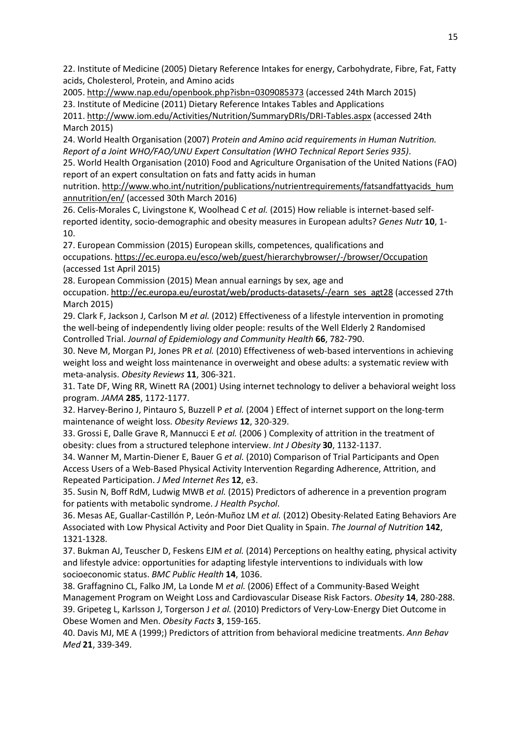22. Institute of Medicine (2005) Dietary Reference Intakes for energy, Carbohydrate, Fibre, Fat, Fatty acids, Cholesterol, Protein, and Amino acids 2005. http://www.nap.edu/openbook.php?isbn=0309085373 (accessed 24th March 2015)

23. Institute of Medicine (2011) Dietary Reference Intakes Tables and Applications 2011. http://www.iom.edu/Activities/Nutrition/SummaryDRIs/DRI-Tables.aspx (accessed 24th March 2015)

24. World Health Organisation (2007) *Protein and Amino acid requirements in Human Nutrition. Report of a Joint WHO/FAO/UNU Expert Consultation (WHO Technical Report Series 935)*.

25. World Health Organisation (2010) Food and Agriculture Organisation of the United Nations (FAO) report of an expert consultation on fats and fatty acids in human nutrition. http://www.who.int/nutrition/publications/nutrientrequirements/fatsandfattyacids_humannutrition/en/ (accessed 30th March 2016)

26. Celis-Morales C, Livingstone K, Woolhead C *et al.* (2015) How reliable is internet-based self-reported identity, socio-demographic and obesity measures in European adults? *Genes Nutr* **10**, 1-10.

27. European Commission (2015) European skills, competences, qualifications and occupations. https://ec.europa.eu/esco/web/guest/hierarchybrowser/-/browser/Occupation (accessed 1st April 2015)

28. European Commission (2015) Mean annual earnings by sex, age and occupation. http://ec.europa.eu/eurostat/web/products-datasets/-/earn_ses_agt28 (accessed 27th March 2015)

29. Clark F, Jackson J, Carlson M *et al.* (2012) Effectiveness of a lifestyle intervention in promoting the well-being of independently living older people: results of the Well Elderly 2 Randomised Controlled Trial. *Journal of Epidemiology and Community Health* **66**, 782-790.

30. Neve M, Morgan PJ, Jones PR *et al.* (2010) Effectiveness of web-based interventions in achieving weight loss and weight loss maintenance in overweight and obese adults: a systematic review with meta-analysis. *Obesity Reviews* **11**, 306-321.

31. Tate DF, Wing RR, Winett RA (2001) Using internet technology to deliver a behavioral weight loss program. *JAMA* **285**, 1172-1177.

32. Harvey-Berino J, Pintauro S, Buzzell P *et al.* (2004 ) Effect of internet support on the long-term maintenance of weight loss. *Obesity Reviews* **12**, 320-329.

33. Grossi E, Dalle Grave R, Mannucci E *et al.* (2006 ) Complexity of attrition in the treatment of obesity: clues from a structured telephone interview. *Int J Obesity* **30**, 1132-1137.

34. Wanner M, Martin-Diener E, Bauer G *et al.* (2010) Comparison of Trial Participants and Open Access Users of a Web-Based Physical Activity Intervention Regarding Adherence, Attrition, and Repeated Participation. *J Med Internet Res* **12**, e3.

35. Susin N, Boff RdM, Ludwig MWB *et al.* (2015) Predictors of adherence in a prevention program for patients with metabolic syndrome. *J Health Psychol*.

36. Mesas AE, Guallar-Castillón P, León-Muñoz LM *et al.* (2012) Obesity-Related Eating Behaviors Are Associated with Low Physical Activity and Poor Diet Quality in Spain. *The Journal of Nutrition* **142**, 1321-1328.

37. Bukman AJ, Teuscher D, Feskens EJM *et al.* (2014) Perceptions on healthy eating, physical activity and lifestyle advice: opportunities for adapting lifestyle interventions to individuals with low socioeconomic status. *BMC Public Health* **14**, 1036.

38. Graffagnino CL, Falko JM, La Londe M *et al.* (2006) Effect of a Community-Based Weight Management Program on Weight Loss and Cardiovascular Disease Risk Factors. *Obesity* **14**, 280-288.

39. Gripeteg L, Karlsson J, Torgerson J *et al.* (2010) Predictors of Very-Low-Energy Diet Outcome in Obese Women and Men. *Obesity Facts* **3**, 159-165.

40. Davis MJ, ME A (1999;) Predictors of attrition from behavioral medicine treatments. *Ann Behav Med* **21**, 339-349.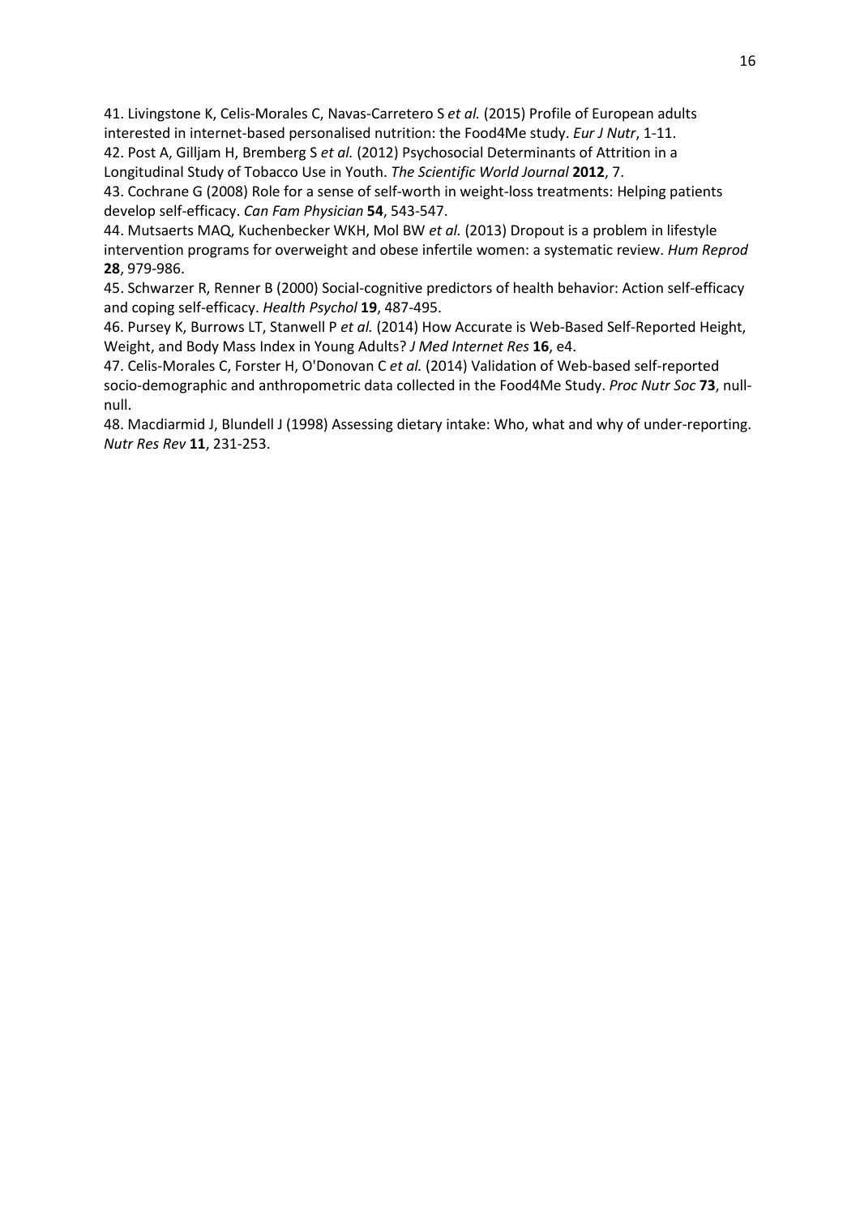41. Livingstone K, Celis-Morales C, Navas-Carretero S *et al.* (2015) Profile of European adults interested in internet-based personalised nutrition: the Food4Me study. *Eur J Nutr*, 1-11.

42. Post A, Gilljam H, Bremberg S *et al.* (2012) Psychosocial Determinants of Attrition in a Longitudinal Study of Tobacco Use in Youth. *The Scientific World Journal* **2012**, 7.

43. Cochrane G (2008) Role for a sense of self-worth in weight-loss treatments: Helping patients develop self-efficacy. *Can Fam Physician* **54**, 543-547.

44. Mutsaerts MAQ, Kuchenbecker WKH, Mol BW *et al.* (2013) Dropout is a problem in lifestyle intervention programs for overweight and obese infertile women: a systematic review. *Hum Reprod* **28**, 979-986.

45. Schwarzer R, Renner B (2000) Social-cognitive predictors of health behavior: Action self-efficacy and coping self-efficacy. *Health Psychol* **19**, 487-495.

46. Pursey K, Burrows LT, Stanwell P *et al.* (2014) How Accurate is Web-Based Self-Reported Height, Weight, and Body Mass Index in Young Adults? *J Med Internet Res* **16**, e4.

47. Celis-Morales C, Forster H, O'Donovan C *et al.* (2014) Validation of Web-based self-reported socio-demographic and anthropometric data collected in the Food4Me Study. *Proc Nutr Soc* **73**, null-null.

48. Macdiarmid J, Blundell J (1998) Assessing dietary intake: Who, what and why of under-reporting. *Nutr Res Rev* **11**, 231-253.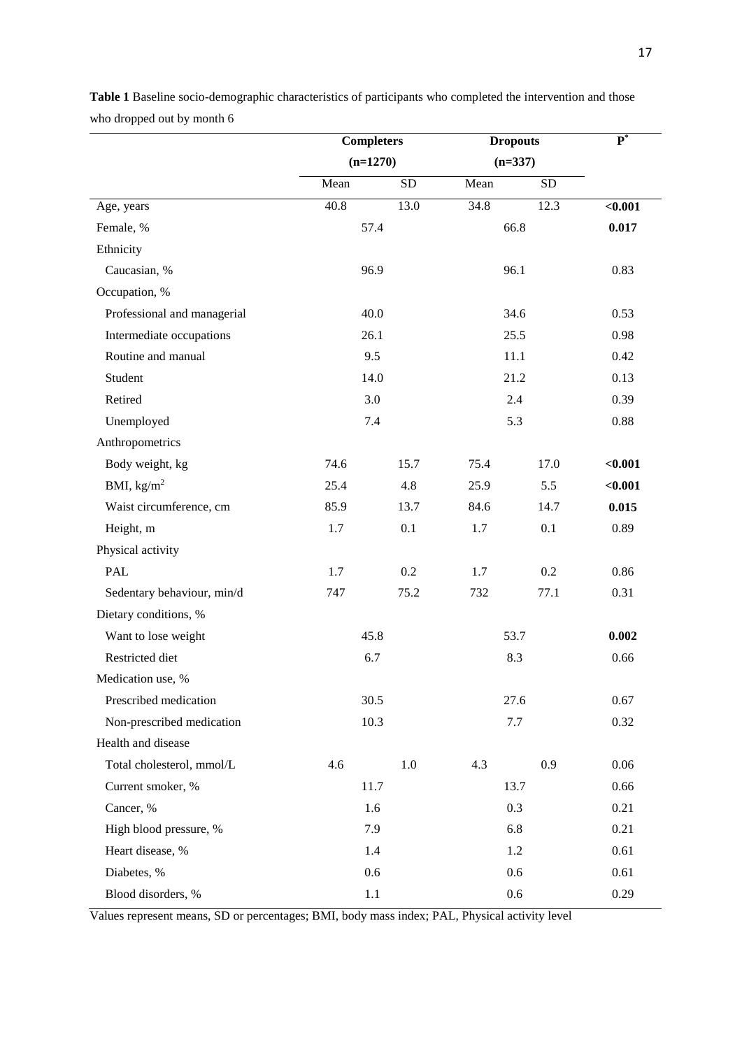**Table 1** Baseline socio-demographic characteristics of participants who completed the intervention and those who dropped out by month 6

| | Completers (n=1270) | | Dropouts (n=337) | | P* |
|---|---|---|---|---|---|
| | Mean | SD | Mean | SD | |
| Age, years | 40.8 | 13.0 | 34.8 | 12.3 | **<0.001** |
| Female, % | 57.4 | | 66.8 | | **0.017** |
| Ethnicity | | | | | |
| Caucasian, % | 96.9 | | 96.1 | | 0.83 |
| Occupation, % | | | | | |
| Professional and managerial | 40.0 | | 34.6 | | 0.53 |
| Intermediate occupations | 26.1 | | 25.5 | | 0.98 |
| Routine and manual | 9.5 | | 11.1 | | 0.42 |
| Student | 14.0 | | 21.2 | | 0.13 |
| Retired | 3.0 | | 2.4 | | 0.39 |
| Unemployed | 7.4 | | 5.3 | | 0.88 |
| Anthropometrics | | | | | |
| Body weight, kg | 74.6 | 15.7 | 75.4 | 17.0 | **<0.001** |
| BMI, $kg/m^2$ | 25.4 | 4.8 | 25.9 | 5.5 | **<0.001** |
| Waist circumference, cm | 85.9 | 13.7 | 84.6 | 14.7 | **0.015** |
| Height, m | 1.7 | 0.1 | 1.7 | 0.1 | 0.89 |
| Physical activity | | | | | |
| PAL | 1.7 | 0.2 | 1.7 | 0.2 | 0.86 |
| Sedentary behaviour, min/d | 747 | 75.2 | 732 | 77.1 | 0.31 |
| Dietary conditions, % | | | | | |
| Want to lose weight | 45.8 | | 53.7 | | **0.002** |
| Restricted diet | 6.7 | | 8.3 | | 0.66 |
| Medication use, % | | | | | |
| Prescribed medication | 30.5 | | 27.6 | | 0.67 |
| Non-prescribed medication | 10.3 | | 7.7 | | 0.32 |
| Health and disease | | | | | |
| Total cholesterol, mmol/L | 4.6 | 1.0 | 4.3 | 0.9 | 0.06 |
| Current smoker, % | 11.7 | | 13.7 | | 0.66 |
| Cancer, % | 1.6 | | 0.3 | | 0.21 |
| High blood pressure, % | 7.9 | | 6.8 | | 0.21 |
| Heart disease, % | 1.4 | | 1.2 | | 0.61 |
| Diabetes, % | 0.6 | | 0.6 | | 0.61 |
| Blood disorders, % | 1.1 | | 0.6 | | 0.29 |

Values represent means, SD or percentages; BMI, body mass index; PAL, Physical activity level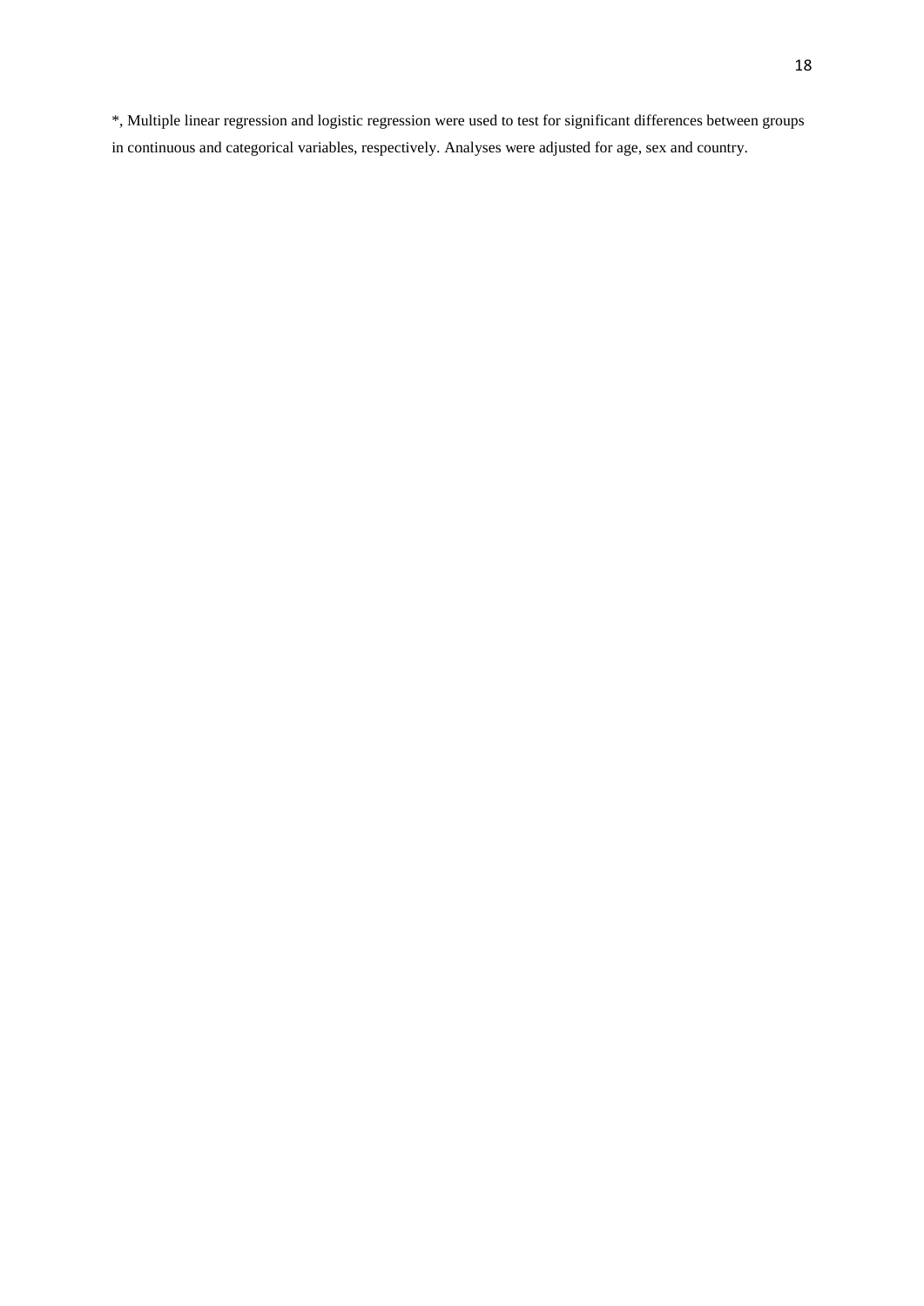*, Multiple linear regression and logistic regression were used to test for significant differences between groups in continuous and categorical variables, respectively. Analyses were adjusted for age, sex and country.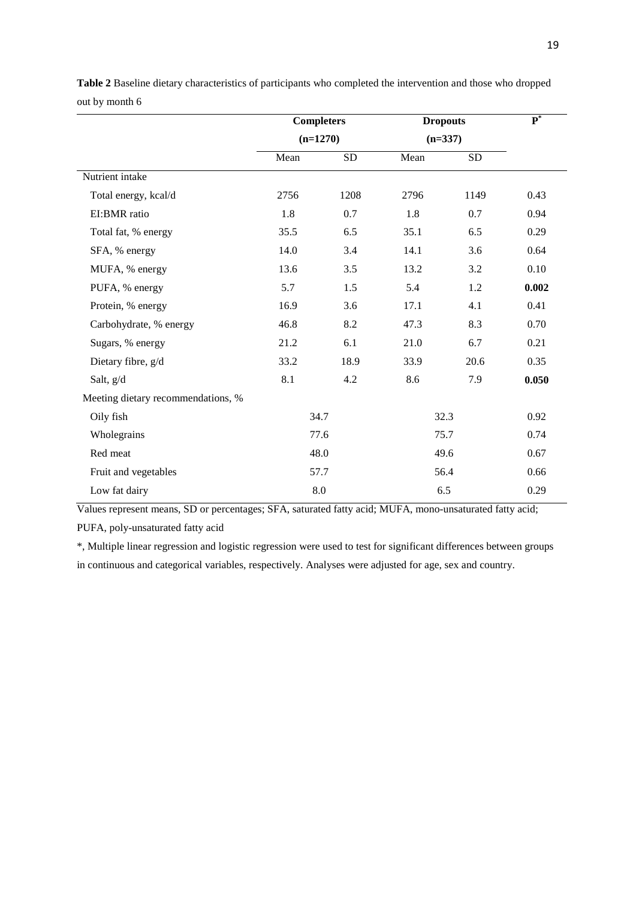**Table 2** Baseline dietary characteristics of participants who completed the intervention and those who dropped out by month 6

| | Completers (n=1270) | | Dropouts (n=337) | | P* |
|---|---|---|---|---|---|
| | Mean | SD | Mean | SD | |
| Nutrient intake | | | | | |
| Total energy, kcal/d | 2756 | 1208 | 2796 | 1149 | 0.43 |
| EI:BMR ratio | 1.8 | 0.7 | 1.8 | 0.7 | 0.94 |
| Total fat, % energy | 35.5 | 6.5 | 35.1 | 6.5 | 0.29 |
| SFA, % energy | 14.0 | 3.4 | 14.1 | 3.6 | 0.64 |
| MUFA, % energy | 13.6 | 3.5 | 13.2 | 3.2 | 0.10 |
| PUFA, % energy | 5.7 | 1.5 | 5.4 | 1.2 | **0.002** |
| Protein, % energy | 16.9 | 3.6 | 17.1 | 4.1 | 0.41 |
| Carbohydrate, % energy | 46.8 | 8.2 | 47.3 | 8.3 | 0.70 |
| Sugars, % energy | 21.2 | 6.1 | 21.0 | 6.7 | 0.21 |
| Dietary fibre, g/d | 33.2 | 18.9 | 33.9 | 20.6 | 0.35 |
| Salt, g/d | 8.1 | 4.2 | 8.6 | 7.9 | **0.050** |
| Meeting dietary recommendations, % | | | | | |
| Oily fish | 34.7 | | 32.3 | | 0.92 |
| Wholegrains | 77.6 | | 75.7 | | 0.74 |
| Red meat | 48.0 | | 49.6 | | 0.67 |
| Fruit and vegetables | 57.7 | | 56.4 | | 0.66 |
| Low fat dairy | 8.0 | | 6.5 | | 0.29 |

Values represent means, SD or percentages; SFA, saturated fatty acid; MUFA, mono-unsaturated fatty acid; PUFA, poly-unsaturated fatty acid

*, Multiple linear regression and logistic regression were used to test for significant differences between groups in continuous and categorical variables, respectively. Analyses were adjusted for age, sex and country.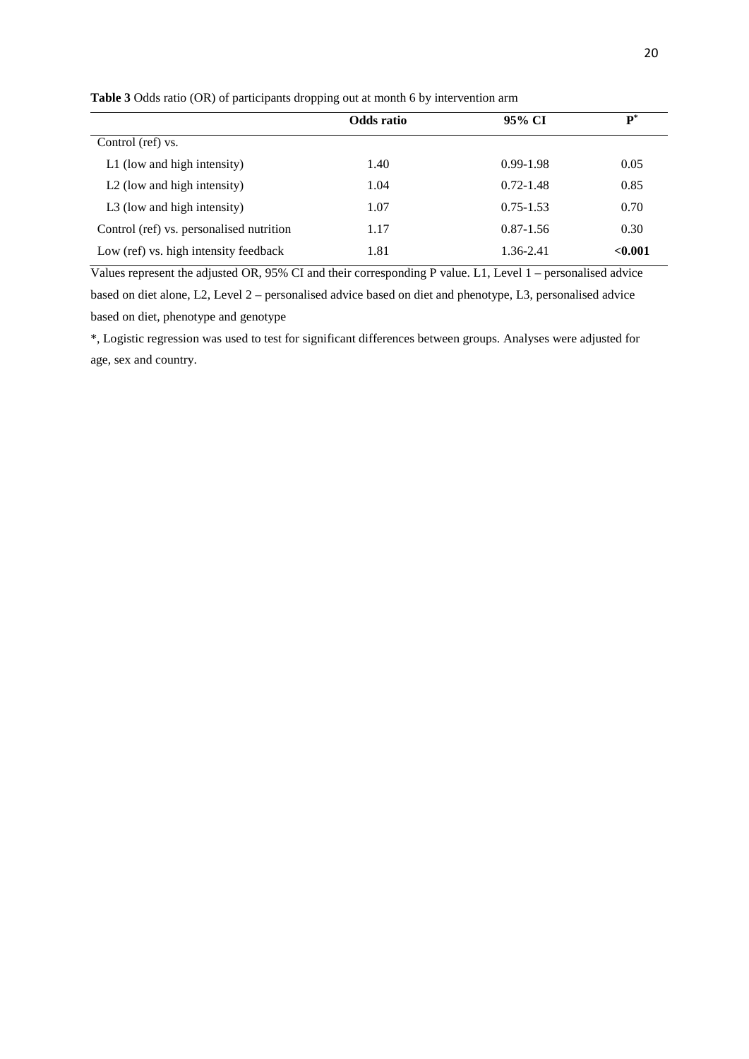**Table 3** Odds ratio (OR) of participants dropping out at month 6 by intervention arm

| | Odds ratio | 95% CI | P* |
|---|---|---|---|
| Control (ref) vs. | | | |
| L1 (low and high intensity) | 1.40 | 0.99-1.98 | 0.05 |
| L2 (low and high intensity) | 1.04 | 0.72-1.48 | 0.85 |
| L3 (low and high intensity) | 1.07 | 0.75-1.53 | 0.70 |
| Control (ref) vs. personalised nutrition | 1.17 | 0.87-1.56 | 0.30 |
| Low (ref) vs. high intensity feedback | 1.81 | 1.36-2.41 | **<0.001** |

Values represent the adjusted OR, 95% CI and their corresponding P value. L1, Level 1 – personalised advice based on diet alone, L2, Level 2 – personalised advice based on diet and phenotype, L3, personalised advice based on diet, phenotype and genotype

*, Logistic regression was used to test for significant differences between groups. Analyses were adjusted for age, sex and country.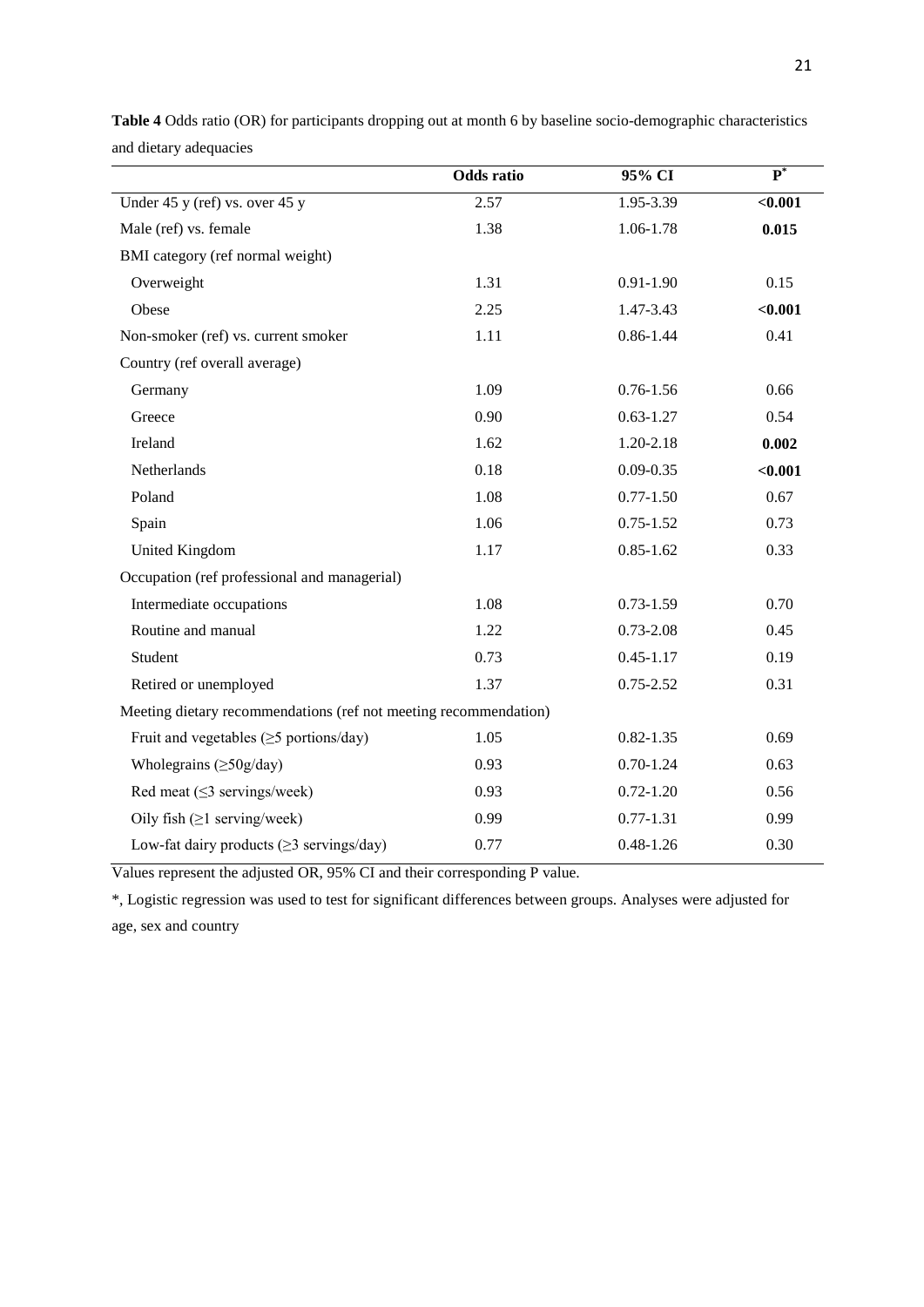**Table 4** Odds ratio (OR) for participants dropping out at month 6 by baseline socio-demographic characteristics and dietary adequacies

| | Odds ratio | 95% CI | P* |
|---|---|---|---|
| Under 45 y (ref) vs. over 45 y | 2.57 | 1.95-3.39 | **<0.001** |
| Male (ref) vs. female | 1.38 | 1.06-1.78 | **0.015** |
| BMI category (ref normal weight) | | | |
| Overweight | 1.31 | 0.91-1.90 | 0.15 |
| Obese | 2.25 | 1.47-3.43 | **<0.001** |
| Non-smoker (ref) vs. current smoker | 1.11 | 0.86-1.44 | 0.41 |
| Country (ref overall average) | | | |
| Germany | 1.09 | 0.76-1.56 | 0.66 |
| Greece | 0.90 | 0.63-1.27 | 0.54 |
| Ireland | 1.62 | 1.20-2.18 | **0.002** |
| Netherlands | 0.18 | 0.09-0.35 | **<0.001** |
| Poland | 1.08 | 0.77-1.50 | 0.67 |
| Spain | 1.06 | 0.75-1.52 | 0.73 |
| United Kingdom | 1.17 | 0.85-1.62 | 0.33 |
| Occupation (ref professional and managerial) | | | |
| Intermediate occupations | 1.08 | 0.73-1.59 | 0.70 |
| Routine and manual | 1.22 | 0.73-2.08 | 0.45 |
| Student | 0.73 | 0.45-1.17 | 0.19 |
| Retired or unemployed | 1.37 | 0.75-2.52 | 0.31 |
| Meeting dietary recommendations (ref not meeting recommendation) | | | |
| Fruit and vegetables (≥5 portions/day) | 1.05 | 0.82-1.35 | 0.69 |
| Wholegrains (≥50g/day) | 0.93 | 0.70-1.24 | 0.63 |
| Red meat (≤3 servings/week) | 0.93 | 0.72-1.20 | 0.56 |
| Oily fish (≥1 serving/week) | 0.99 | 0.77-1.31 | 0.99 |
| Low-fat dairy products (≥3 servings/day) | 0.77 | 0.48-1.26 | 0.30 |

Values represent the adjusted OR, 95% CI and their corresponding P value.

*, Logistic regression was used to test for significant differences between groups. Analyses were adjusted for age, sex and country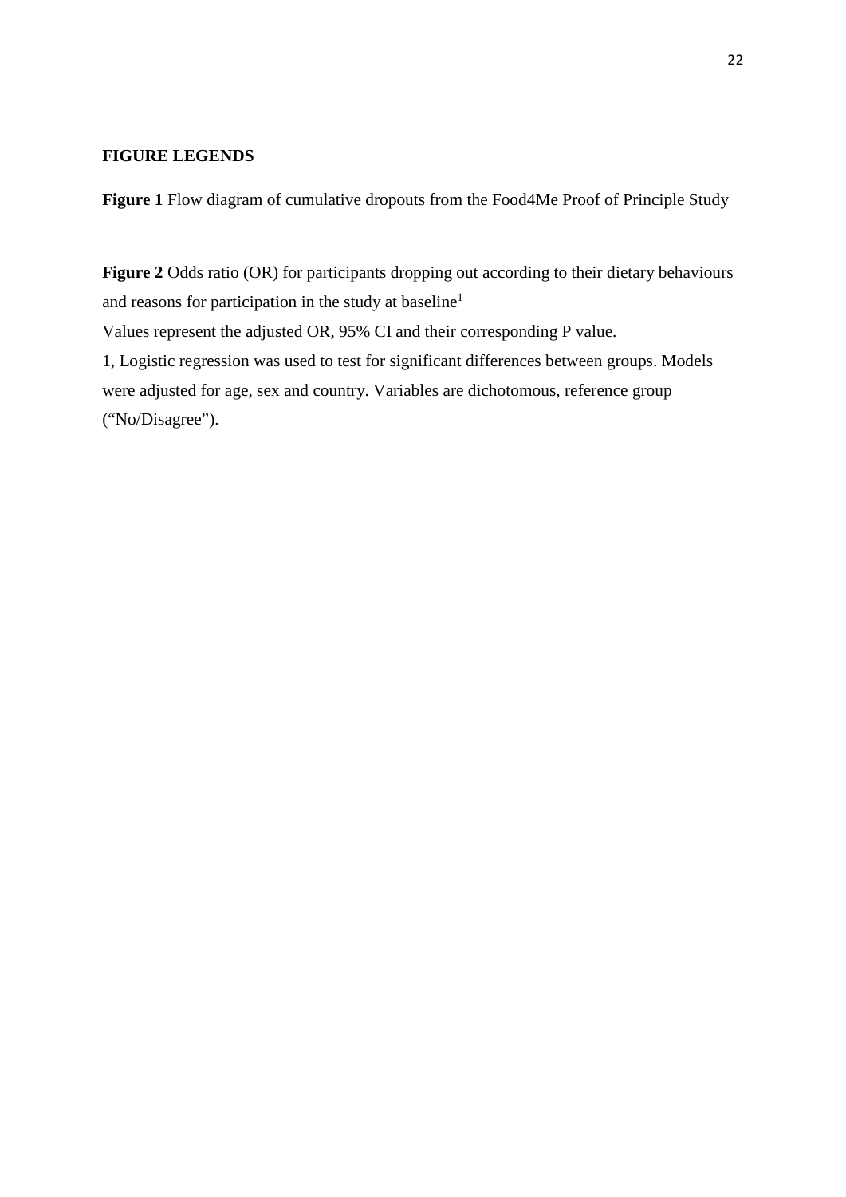**FIGURE LEGENDS**

**Figure 1** Flow diagram of cumulative dropouts from the Food4Me Proof of Principle Study

**Figure 2** Odds ratio (OR) for participants dropping out according to their dietary behaviours and reasons for participation in the study at baseline[1]

Values represent the adjusted OR, 95% CI and their corresponding P value.

1, Logistic regression was used to test for significant differences between groups. Models were adjusted for age, sex and country. Variables are dichotomous, reference group ("No/Disagree").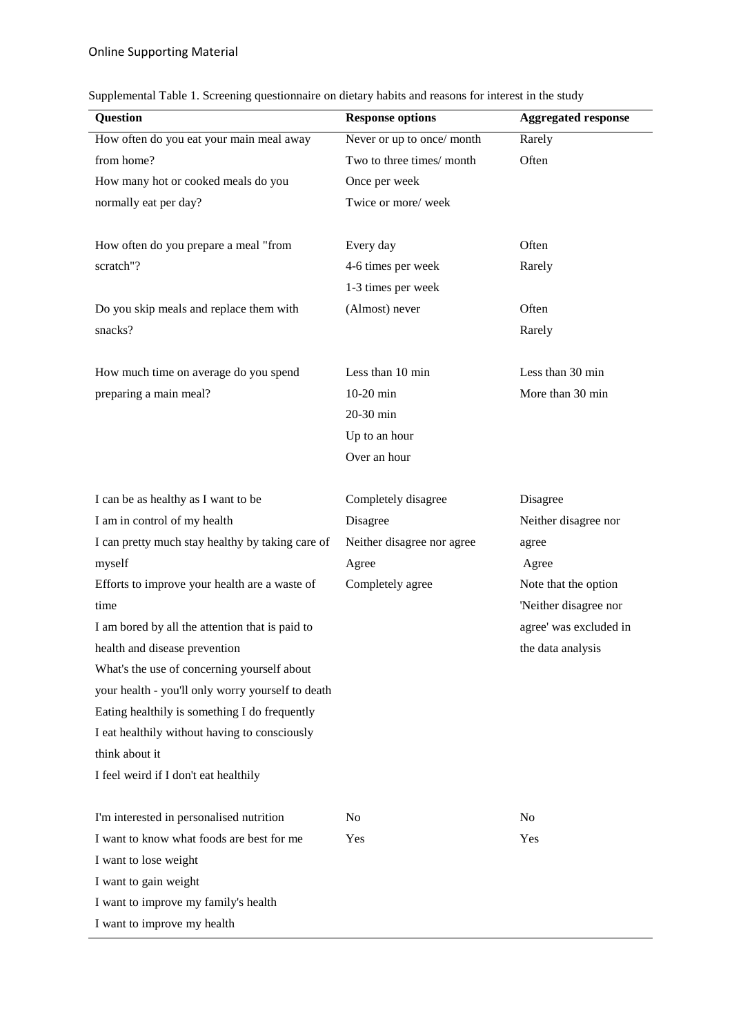Supplemental Table 1. Screening questionnaire on dietary habits and reasons for interest in the study

| Question | Response options | Aggregated response |
|---|---|---|
| How often do you eat your main meal away from home? | Never or up to once/ month | Rarely |
| How many hot or cooked meals do you normally eat per day? | Two to three times/ month | Often |
| | Once per week | |
| | Twice or more/ week | |
| How often do you prepare a meal "from scratch"? | Every day | Often |
| | 4-6 times per week | Rarely |
| | 1-3 times per week | |
| Do you skip meals and replace them with snacks? | (Almost) never | Often |
| | | Rarely |
| How much time on average do you spend preparing a main meal? | Less than 10 min | Less than 30 min |
| | 10-20 min | More than 30 min |
| | 20-30 min | |
| | Up to an hour | |
| | Over an hour | |
| I can be as healthy as I want to be | Completely disagree | Disagree |
| I am in control of my health | Disagree | Neither disagree nor agree |
| I can pretty much stay healthy by taking care of myself | Neither disagree nor agree | Agree |
| Efforts to improve your health are a waste of time | Agree | Note that the option 'Neither disagree nor agree' was excluded in the data analysis |
| I am bored by all the attention that is paid to health and disease prevention | Completely agree | |
| What's the use of concerning yourself about your health - you'll only worry yourself to death | | |
| Eating healthily is something I do frequently | | |
| I eat healthily without having to consciously think about it | | |
| I feel weird if I don't eat healthily | | |
| I'm interested in personalised nutrition | No | No |
| I want to know what foods are best for me | Yes | Yes |
| I want to lose weight | | |
| I want to gain weight | | |
| I want to improve my family's health | | |
| I want to improve my health | | |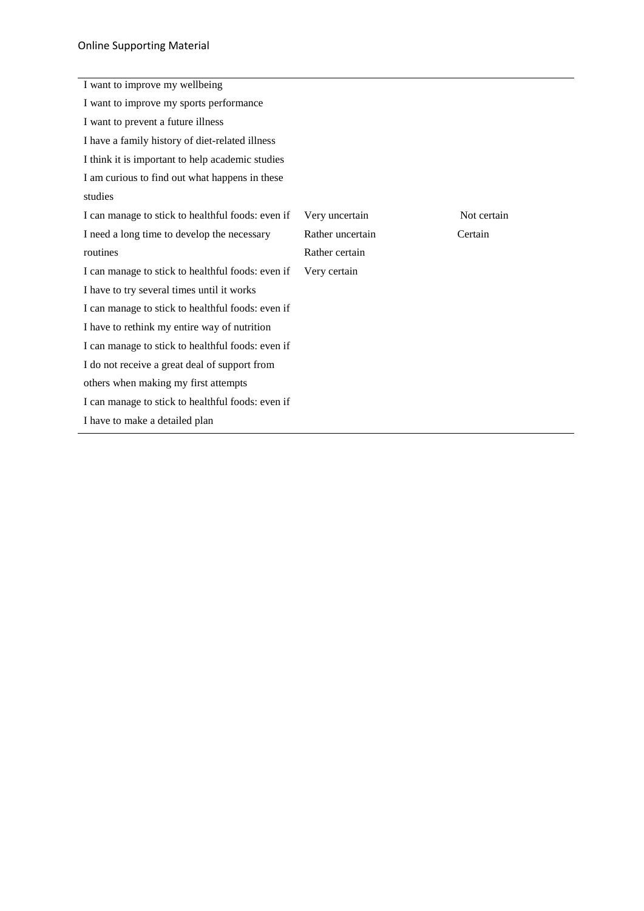| | | |
|---|---|---|
| I want to improve my wellbeing | | |
| I want to improve my sports performance | | |
| I want to prevent a future illness | | |
| I have a family history of diet-related illness | | |
| I think it is important to help academic studies | | |
| I am curious to find out what happens in these studies | | |
| I can manage to stick to healthful foods: even if I need a long time to develop the necessary routines | Very uncertain<br>Rather uncertain<br>Rather certain<br>Very certain | Not certain<br>Certain |
| I can manage to stick to healthful foods: even if I have to try several times until it works | | |
| I can manage to stick to healthful foods: even if I have to rethink my entire way of nutrition | | |
| I can manage to stick to healthful foods: even if I do not receive a great deal of support from others when making my first attempts | | |
| I can manage to stick to healthful foods: even if I have to make a detailed plan | | |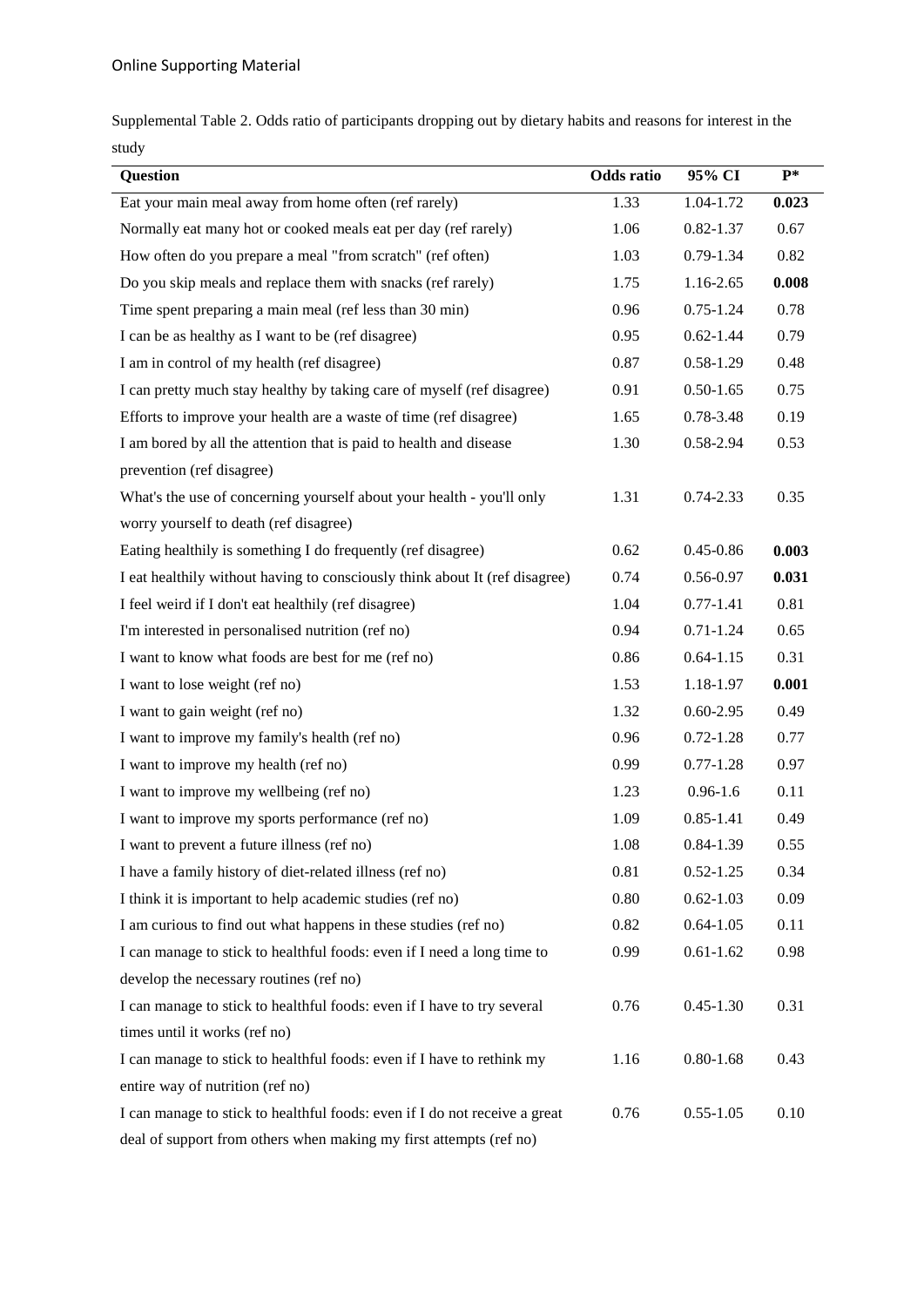Online Supporting Material

Supplemental Table 2. Odds ratio of participants dropping out by dietary habits and reasons for interest in the study

| Question | Odds ratio | 95% CI | P* |
|---|---|---|---|
| Eat your main meal away from home often (ref rarely) | 1.33 | 1.04-1.72 | **0.023** |
| Normally eat many hot or cooked meals eat per day (ref rarely) | 1.06 | 0.82-1.37 | 0.67 |
| How often do you prepare a meal "from scratch" (ref often) | 1.03 | 0.79-1.34 | 0.82 |
| Do you skip meals and replace them with snacks (ref rarely) | 1.75 | 1.16-2.65 | **0.008** |
| Time spent preparing a main meal (ref less than 30 min) | 0.96 | 0.75-1.24 | 0.78 |
| I can be as healthy as I want to be (ref disagree) | 0.95 | 0.62-1.44 | 0.79 |
| I am in control of my health (ref disagree) | 0.87 | 0.58-1.29 | 0.48 |
| I can pretty much stay healthy by taking care of myself (ref disagree) | 0.91 | 0.50-1.65 | 0.75 |
| Efforts to improve your health are a waste of time (ref disagree) | 1.65 | 0.78-3.48 | 0.19 |
| I am bored by all the attention that is paid to health and disease prevention (ref disagree) | 1.30 | 0.58-2.94 | 0.53 |
| What's the use of concerning yourself about your health - you'll only worry yourself to death (ref disagree) | 1.31 | 0.74-2.33 | 0.35 |
| Eating healthily is something I do frequently (ref disagree) | 0.62 | 0.45-0.86 | **0.003** |
| I eat healthily without having to consciously think about It (ref disagree) | 0.74 | 0.56-0.97 | **0.031** |
| I feel weird if I don't eat healthily (ref disagree) | 1.04 | 0.77-1.41 | 0.81 |
| I'm interested in personalised nutrition (ref no) | 0.94 | 0.71-1.24 | 0.65 |
| I want to know what foods are best for me (ref no) | 0.86 | 0.64-1.15 | 0.31 |
| I want to lose weight (ref no) | 1.53 | 1.18-1.97 | **0.001** |
| I want to gain weight (ref no) | 1.32 | 0.60-2.95 | 0.49 |
| I want to improve my family's health (ref no) | 0.96 | 0.72-1.28 | 0.77 |
| I want to improve my health (ref no) | 0.99 | 0.77-1.28 | 0.97 |
| I want to improve my wellbeing (ref no) | 1.23 | 0.96-1.6 | 0.11 |
| I want to improve my sports performance (ref no) | 1.09 | 0.85-1.41 | 0.49 |
| I want to prevent a future illness (ref no) | 1.08 | 0.84-1.39 | 0.55 |
| I have a family history of diet-related illness (ref no) | 0.81 | 0.52-1.25 | 0.34 |
| I think it is important to help academic studies (ref no) | 0.80 | 0.62-1.03 | 0.09 |
| I am curious to find out what happens in these studies (ref no) | 0.82 | 0.64-1.05 | 0.11 |
| I can manage to stick to healthful foods: even if I need a long time to develop the necessary routines (ref no) | 0.99 | 0.61-1.62 | 0.98 |
| I can manage to stick to healthful foods: even if I have to try several times until it works (ref no) | 0.76 | 0.45-1.30 | 0.31 |
| I can manage to stick to healthful foods: even if I have to rethink my entire way of nutrition (ref no) | 1.16 | 0.80-1.68 | 0.43 |
| I can manage to stick to healthful foods: even if I do not receive a great deal of support from others when making my first attempts (ref no) | 0.76 | 0.55-1.05 | 0.10 |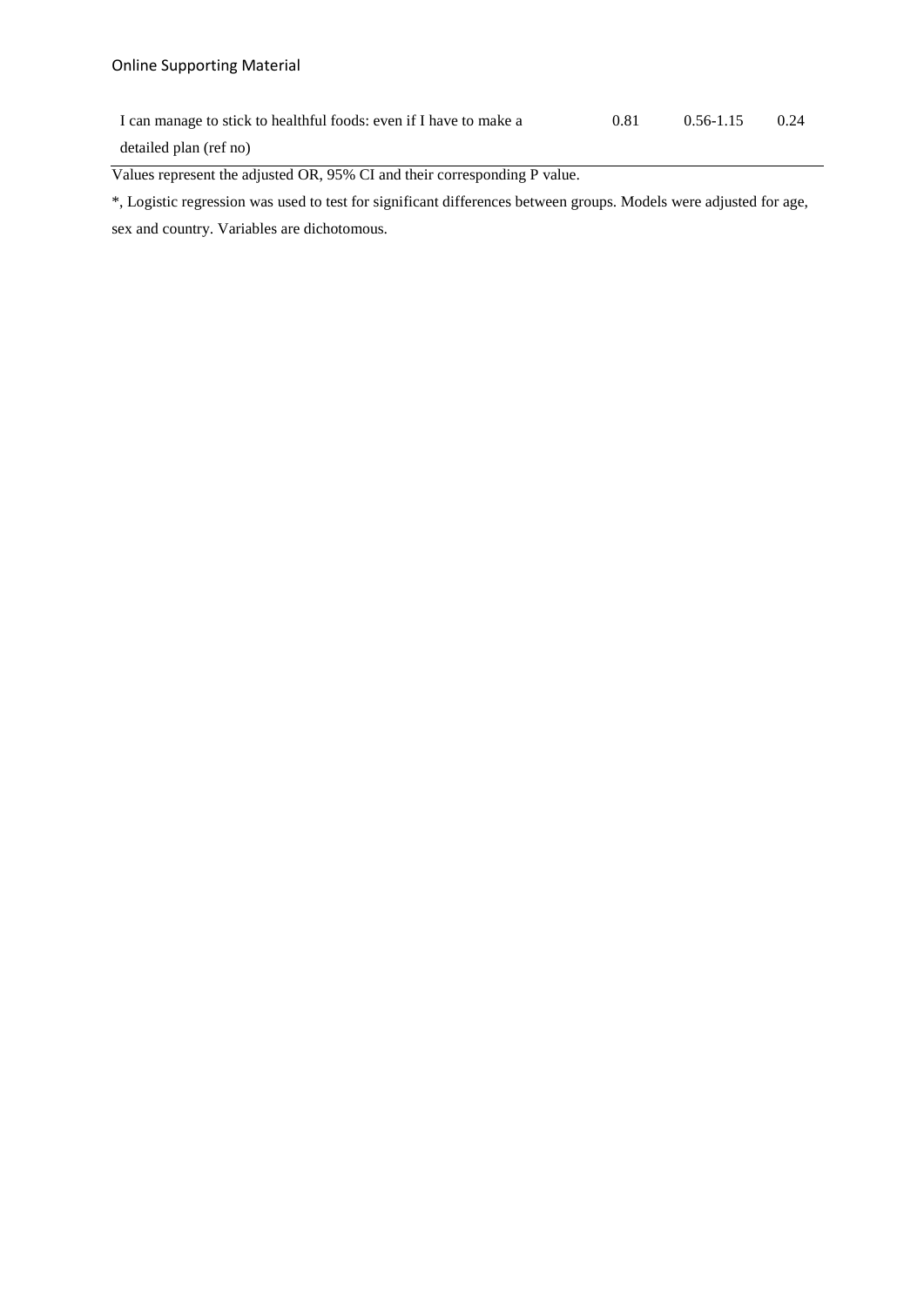| | | | |
|---|---|---|---|
| I can manage to stick to healthful foods: even if I have to make a detailed plan (ref no) | 0.81 | 0.56-1.15 | 0.24 |

Values represent the adjusted OR, 95% CI and their corresponding P value.

*, Logistic regression was used to test for significant differences between groups. Models were adjusted for age, sex and country. Variables are dichotomous.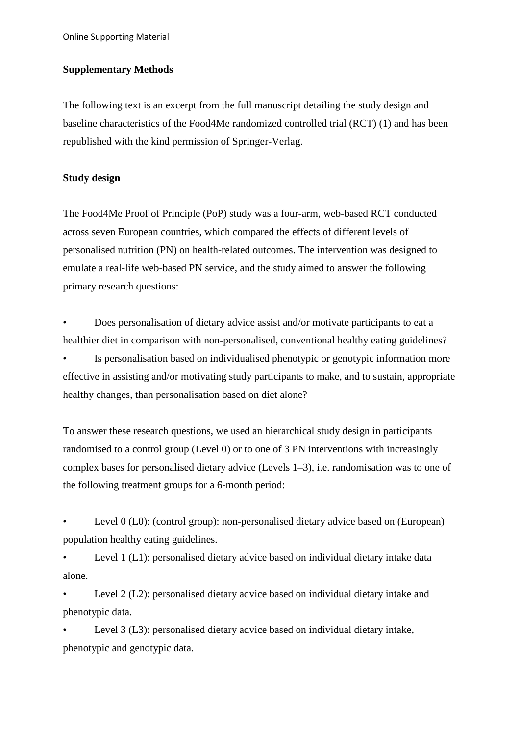**Supplementary Methods**

The following text is an excerpt from the full manuscript detailing the study design and baseline characteristics of the Food4Me randomized controlled trial (RCT) (1) and has been republished with the kind permission of Springer-Verlag.

**Study design**

The Food4Me Proof of Principle (PoP) study was a four-arm, web-based RCT conducted across seven European countries, which compared the effects of different levels of personalised nutrition (PN) on health-related outcomes. The intervention was designed to emulate a real-life web-based PN service, and the study aimed to answer the following primary research questions:

- Does personalisation of dietary advice assist and/or motivate participants to eat a healthier diet in comparison with non-personalised, conventional healthy eating guidelines?
- Is personalisation based on individualised phenotypic or genotypic information more effective in assisting and/or motivating study participants to make, and to sustain, appropriate healthy changes, than personalisation based on diet alone?

To answer these research questions, we used an hierarchical study design in participants randomised to a control group (Level 0) or to one of 3 PN interventions with increasingly complex bases for personalised dietary advice (Levels 1–3), i.e. randomisation was to one of the following treatment groups for a 6-month period:

- Level 0 (L0): (control group): non-personalised dietary advice based on (European) population healthy eating guidelines.
- Level 1 (L1): personalised dietary advice based on individual dietary intake data alone.
- Level 2 (L2): personalised dietary advice based on individual dietary intake and phenotypic data.
- Level 3 (L3): personalised dietary advice based on individual dietary intake, phenotypic and genotypic data.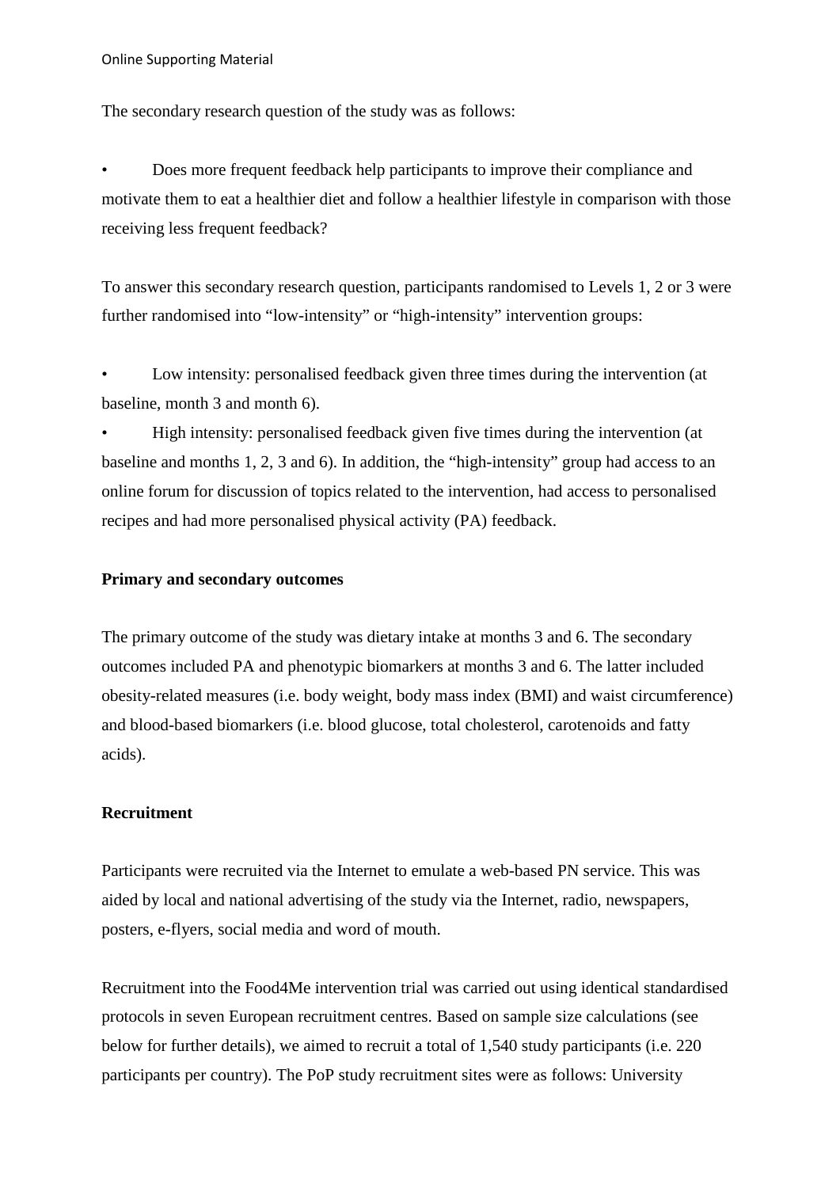The secondary research question of the study was as follows:

- Does more frequent feedback help participants to improve their compliance and motivate them to eat a healthier diet and follow a healthier lifestyle in comparison with those receiving less frequent feedback?

To answer this secondary research question, participants randomised to Levels 1, 2 or 3 were further randomised into "low-intensity" or "high-intensity" intervention groups:

- Low intensity: personalised feedback given three times during the intervention (at baseline, month 3 and month 6).
- High intensity: personalised feedback given five times during the intervention (at baseline and months 1, 2, 3 and 6). In addition, the "high-intensity" group had access to an online forum for discussion of topics related to the intervention, had access to personalised recipes and had more personalised physical activity (PA) feedback.

**Primary and secondary outcomes**

The primary outcome of the study was dietary intake at months 3 and 6. The secondary outcomes included PA and phenotypic biomarkers at months 3 and 6. The latter included obesity-related measures (i.e. body weight, body mass index (BMI) and waist circumference) and blood-based biomarkers (i.e. blood glucose, total cholesterol, carotenoids and fatty acids).

**Recruitment**

Participants were recruited via the Internet to emulate a web-based PN service. This was aided by local and national advertising of the study via the Internet, radio, newspapers, posters, e-flyers, social media and word of mouth.

Recruitment into the Food4Me intervention trial was carried out using identical standardised protocols in seven European recruitment centres. Based on sample size calculations (see below for further details), we aimed to recruit a total of 1,540 study participants (i.e. 220 participants per country). The PoP study recruitment sites were as follows: University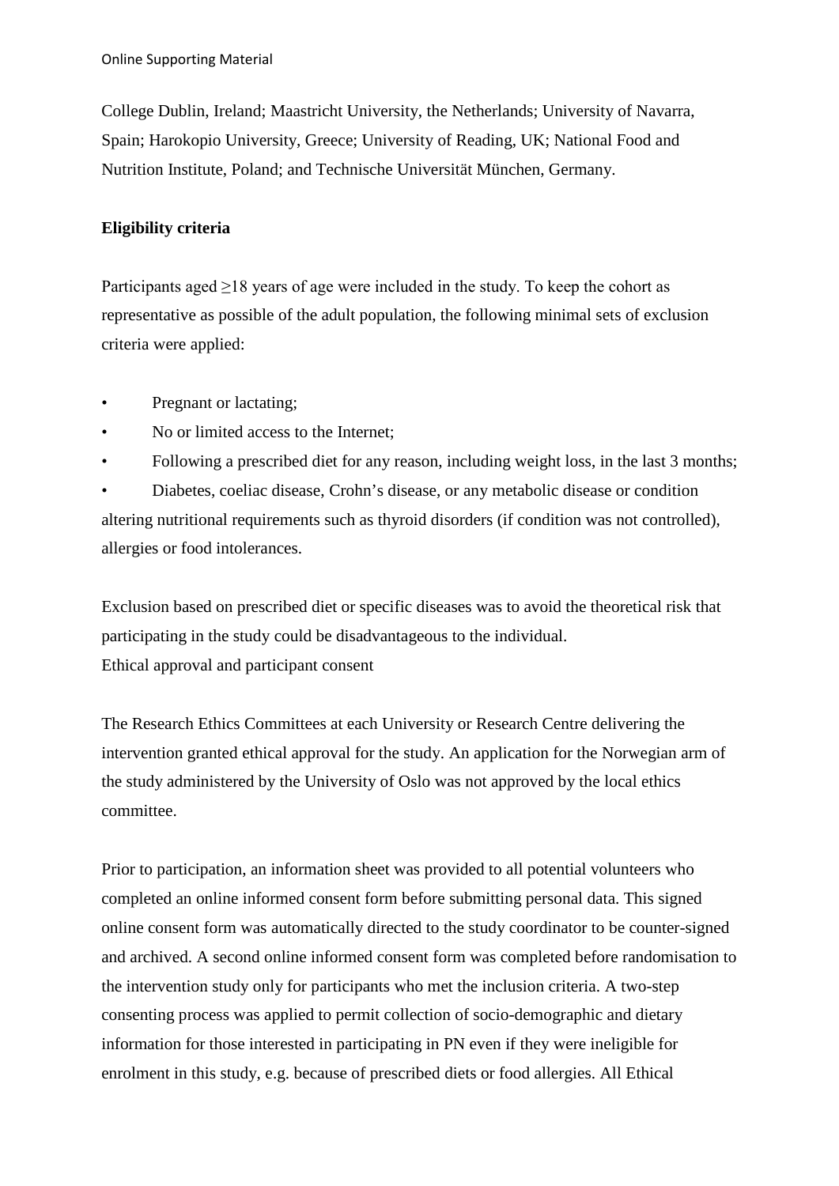College Dublin, Ireland; Maastricht University, the Netherlands; University of Navarra, Spain; Harokopio University, Greece; University of Reading, UK; National Food and Nutrition Institute, Poland; and Technische Universität München, Germany.

**Eligibility criteria**

Participants aged ≥18 years of age were included in the study. To keep the cohort as representative as possible of the adult population, the following minimal sets of exclusion criteria were applied:

- Pregnant or lactating;
- No or limited access to the Internet;
- Following a prescribed diet for any reason, including weight loss, in the last 3 months;
- Diabetes, coeliac disease, Crohn's disease, or any metabolic disease or condition altering nutritional requirements such as thyroid disorders (if condition was not controlled), allergies or food intolerances.

Exclusion based on prescribed diet or specific diseases was to avoid the theoretical risk that participating in the study could be disadvantageous to the individual.

Ethical approval and participant consent

The Research Ethics Committees at each University or Research Centre delivering the intervention granted ethical approval for the study. An application for the Norwegian arm of the study administered by the University of Oslo was not approved by the local ethics committee.

Prior to participation, an information sheet was provided to all potential volunteers who completed an online informed consent form before submitting personal data. This signed online consent form was automatically directed to the study coordinator to be counter-signed and archived. A second online informed consent form was completed before randomisation to the intervention study only for participants who met the inclusion criteria. A two-step consenting process was applied to permit collection of socio-demographic and dietary information for those interested in participating in PN even if they were ineligible for enrolment in this study, e.g. because of prescribed diets or food allergies. All Ethical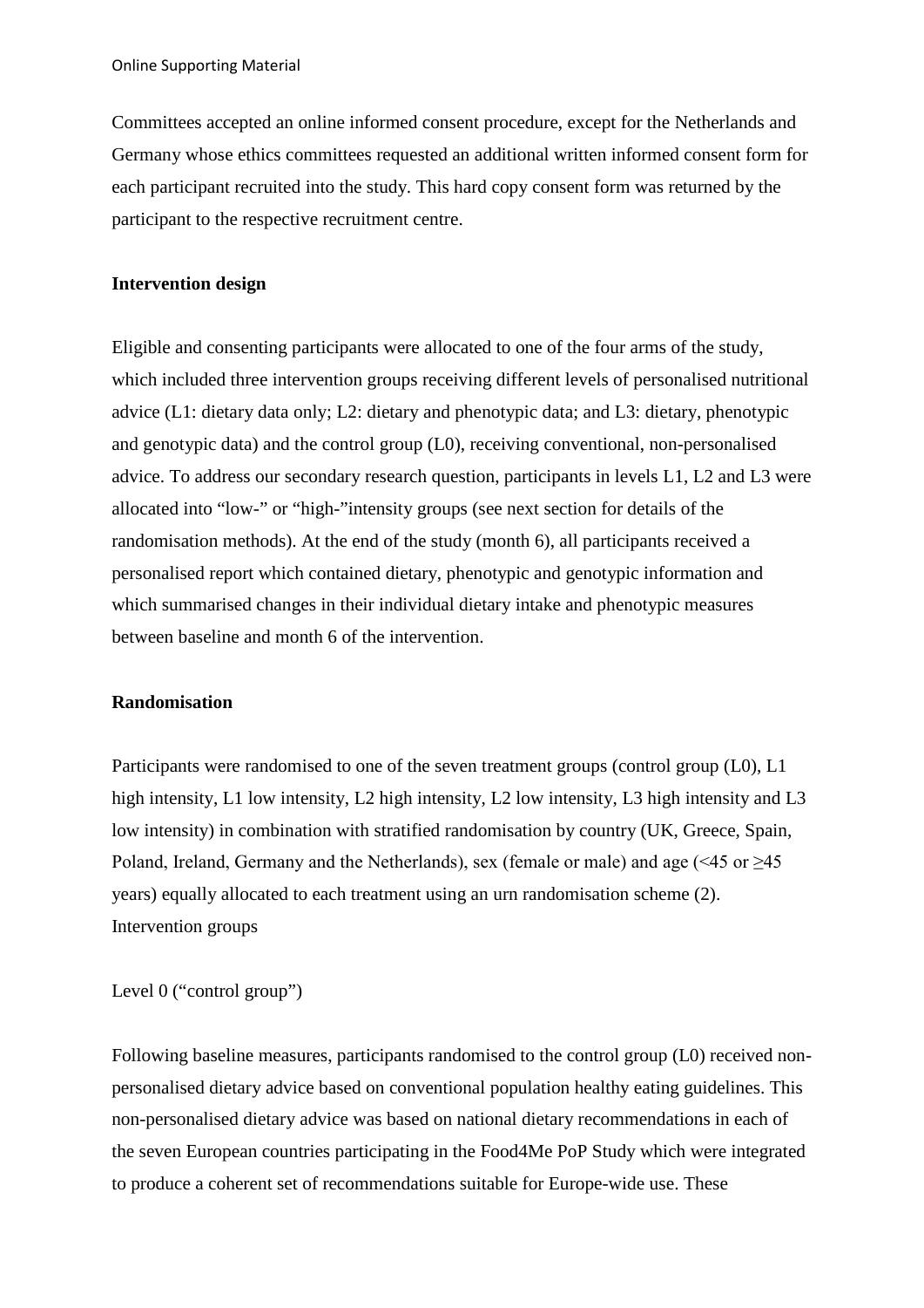Committees accepted an online informed consent procedure, except for the Netherlands and Germany whose ethics committees requested an additional written informed consent form for each participant recruited into the study. This hard copy consent form was returned by the participant to the respective recruitment centre.

**Intervention design**

Eligible and consenting participants were allocated to one of the four arms of the study, which included three intervention groups receiving different levels of personalised nutritional advice (L1: dietary data only; L2: dietary and phenotypic data; and L3: dietary, phenotypic and genotypic data) and the control group (L0), receiving conventional, non-personalised advice. To address our secondary research question, participants in levels L1, L2 and L3 were allocated into "low-" or "high-"intensity groups (see next section for details of the randomisation methods). At the end of the study (month 6), all participants received a personalised report which contained dietary, phenotypic and genotypic information and which summarised changes in their individual dietary intake and phenotypic measures between baseline and month 6 of the intervention.

**Randomisation**

Participants were randomised to one of the seven treatment groups (control group (L0), L1 high intensity, L1 low intensity, L2 high intensity, L2 low intensity, L3 high intensity and L3 low intensity) in combination with stratified randomisation by country (UK, Greece, Spain, Poland, Ireland, Germany and the Netherlands), sex (female or male) and age (<45 or ≥45 years) equally allocated to each treatment using an urn randomisation scheme (2).

Intervention groups

Level 0 ("control group")

Following baseline measures, participants randomised to the control group (L0) received non-personalised dietary advice based on conventional population healthy eating guidelines. This non-personalised dietary advice was based on national dietary recommendations in each of the seven European countries participating in the Food4Me PoP Study which were integrated to produce a coherent set of recommendations suitable for Europe-wide use. These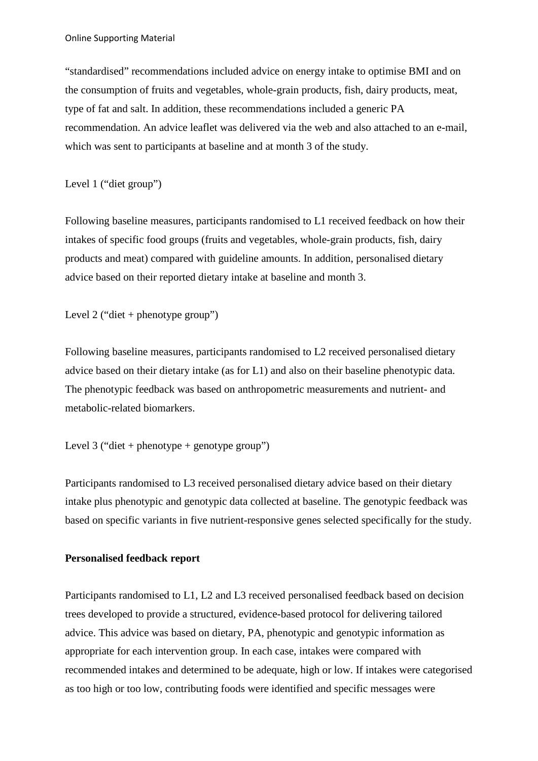"standardised" recommendations included advice on energy intake to optimise BMI and on the consumption of fruits and vegetables, whole-grain products, fish, dairy products, meat, type of fat and salt. In addition, these recommendations included a generic PA recommendation. An advice leaflet was delivered via the web and also attached to an e-mail, which was sent to participants at baseline and at month 3 of the study.

Level 1 ("diet group")

Following baseline measures, participants randomised to L1 received feedback on how their intakes of specific food groups (fruits and vegetables, whole-grain products, fish, dairy products and meat) compared with guideline amounts. In addition, personalised dietary advice based on their reported dietary intake at baseline and month 3.

Level 2 ("diet + phenotype group")

Following baseline measures, participants randomised to L2 received personalised dietary advice based on their dietary intake (as for L1) and also on their baseline phenotypic data. The phenotypic feedback was based on anthropometric measurements and nutrient- and metabolic-related biomarkers.

Level 3 ("diet + phenotype + genotype group")

Participants randomised to L3 received personalised dietary advice based on their dietary intake plus phenotypic and genotypic data collected at baseline. The genotypic feedback was based on specific variants in five nutrient-responsive genes selected specifically for the study.

**Personalised feedback report**

Participants randomised to L1, L2 and L3 received personalised feedback based on decision trees developed to provide a structured, evidence-based protocol for delivering tailored advice. This advice was based on dietary, PA, phenotypic and genotypic information as appropriate for each intervention group. In each case, intakes were compared with recommended intakes and determined to be adequate, high or low. If intakes were categorised as too high or too low, contributing foods were identified and specific messages were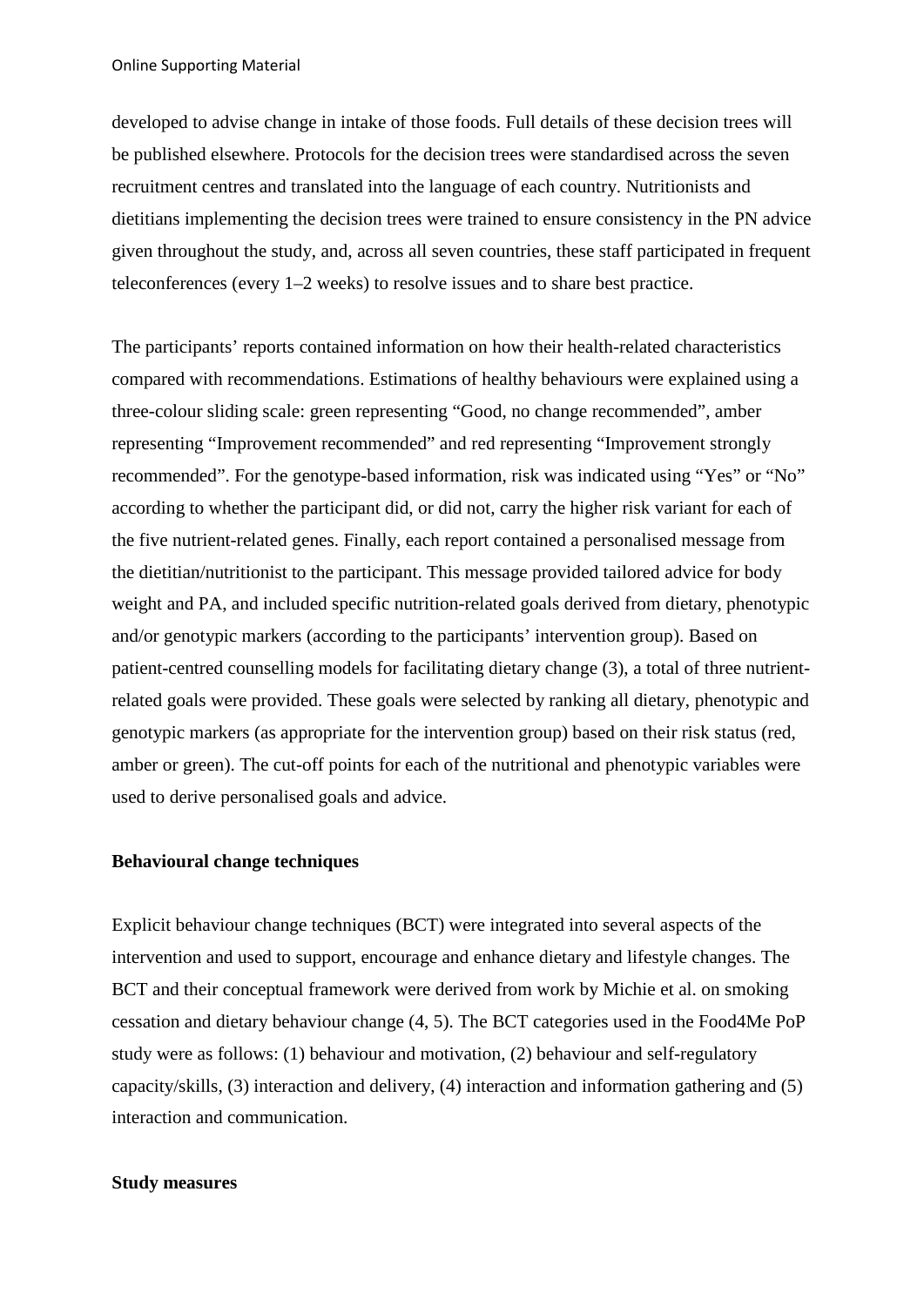developed to advise change in intake of those foods. Full details of these decision trees will be published elsewhere. Protocols for the decision trees were standardised across the seven recruitment centres and translated into the language of each country. Nutritionists and dietitians implementing the decision trees were trained to ensure consistency in the PN advice given throughout the study, and, across all seven countries, these staff participated in frequent teleconferences (every 1–2 weeks) to resolve issues and to share best practice.

The participants' reports contained information on how their health-related characteristics compared with recommendations. Estimations of healthy behaviours were explained using a three-colour sliding scale: green representing "Good, no change recommended", amber representing "Improvement recommended" and red representing "Improvement strongly recommended". For the genotype-based information, risk was indicated using "Yes" or "No" according to whether the participant did, or did not, carry the higher risk variant for each of the five nutrient-related genes. Finally, each report contained a personalised message from the dietitian/nutritionist to the participant. This message provided tailored advice for body weight and PA, and included specific nutrition-related goals derived from dietary, phenotypic and/or genotypic markers (according to the participants' intervention group). Based on patient-centred counselling models for facilitating dietary change (3), a total of three nutrient-related goals were provided. These goals were selected by ranking all dietary, phenotypic and genotypic markers (as appropriate for the intervention group) based on their risk status (red, amber or green). The cut-off points for each of the nutritional and phenotypic variables were used to derive personalised goals and advice.

**Behavioural change techniques**

Explicit behaviour change techniques (BCT) were integrated into several aspects of the intervention and used to support, encourage and enhance dietary and lifestyle changes. The BCT and their conceptual framework were derived from work by Michie et al. on smoking cessation and dietary behaviour change (4, 5). The BCT categories used in the Food4Me PoP study were as follows: (1) behaviour and motivation, (2) behaviour and self-regulatory capacity/skills, (3) interaction and delivery, (4) interaction and information gathering and (5) interaction and communication.

**Study measures**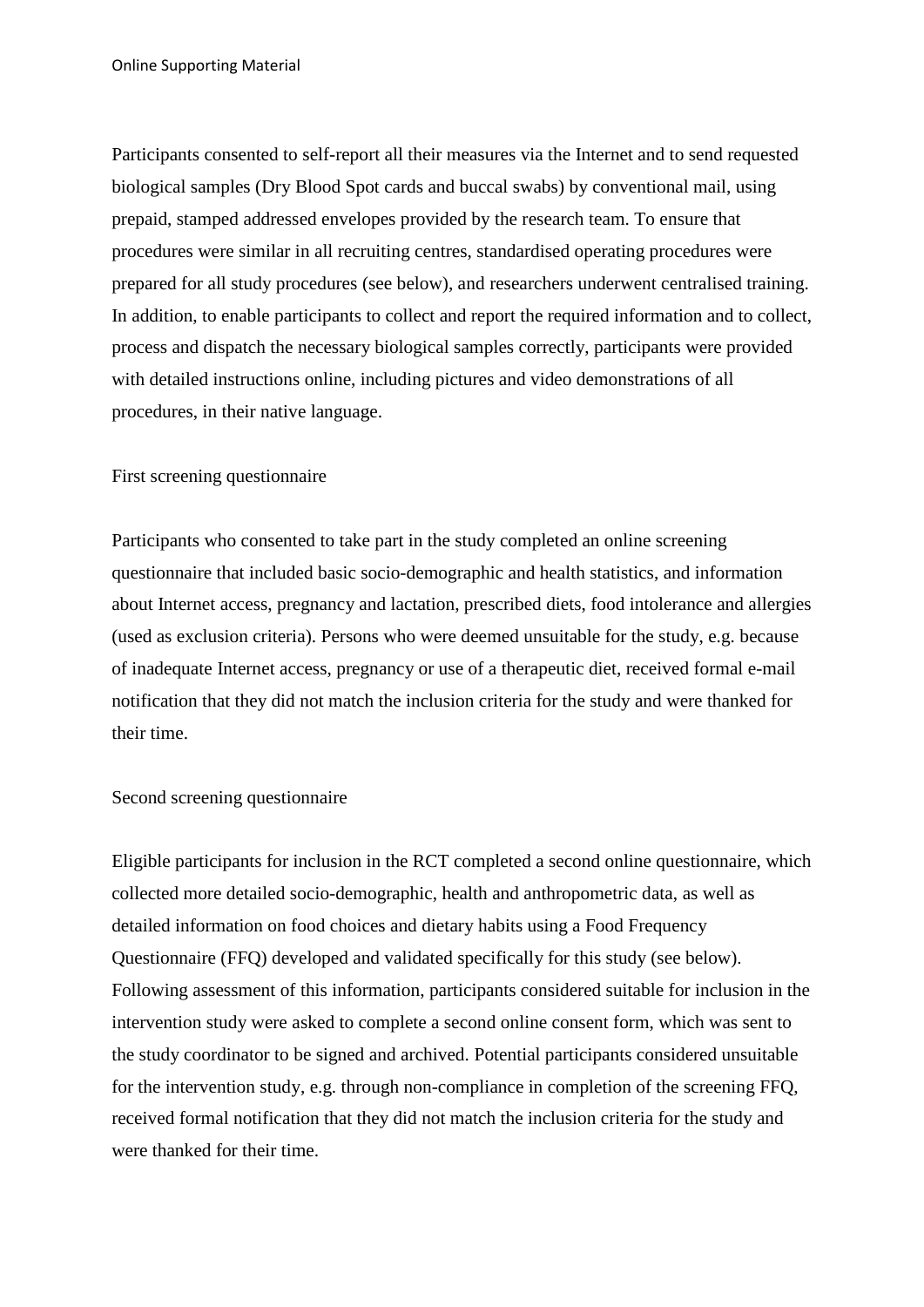Participants consented to self-report all their measures via the Internet and to send requested biological samples (Dry Blood Spot cards and buccal swabs) by conventional mail, using prepaid, stamped addressed envelopes provided by the research team. To ensure that procedures were similar in all recruiting centres, standardised operating procedures were prepared for all study procedures (see below), and researchers underwent centralised training. In addition, to enable participants to collect and report the required information and to collect, process and dispatch the necessary biological samples correctly, participants were provided with detailed instructions online, including pictures and video demonstrations of all procedures, in their native language.

### First screening questionnaire

Participants who consented to take part in the study completed an online screening questionnaire that included basic socio-demographic and health statistics, and information about Internet access, pregnancy and lactation, prescribed diets, food intolerance and allergies (used as exclusion criteria). Persons who were deemed unsuitable for the study, e.g. because of inadequate Internet access, pregnancy or use of a therapeutic diet, received formal e-mail notification that they did not match the inclusion criteria for the study and were thanked for their time.

### Second screening questionnaire

Eligible participants for inclusion in the RCT completed a second online questionnaire, which collected more detailed socio-demographic, health and anthropometric data, as well as detailed information on food choices and dietary habits using a Food Frequency Questionnaire (FFQ) developed and validated specifically for this study (see below). Following assessment of this information, participants considered suitable for inclusion in the intervention study were asked to complete a second online consent form, which was sent to the study coordinator to be signed and archived. Potential participants considered unsuitable for the intervention study, e.g. through non-compliance in completion of the screening FFQ, received formal notification that they did not match the inclusion criteria for the study and were thanked for their time.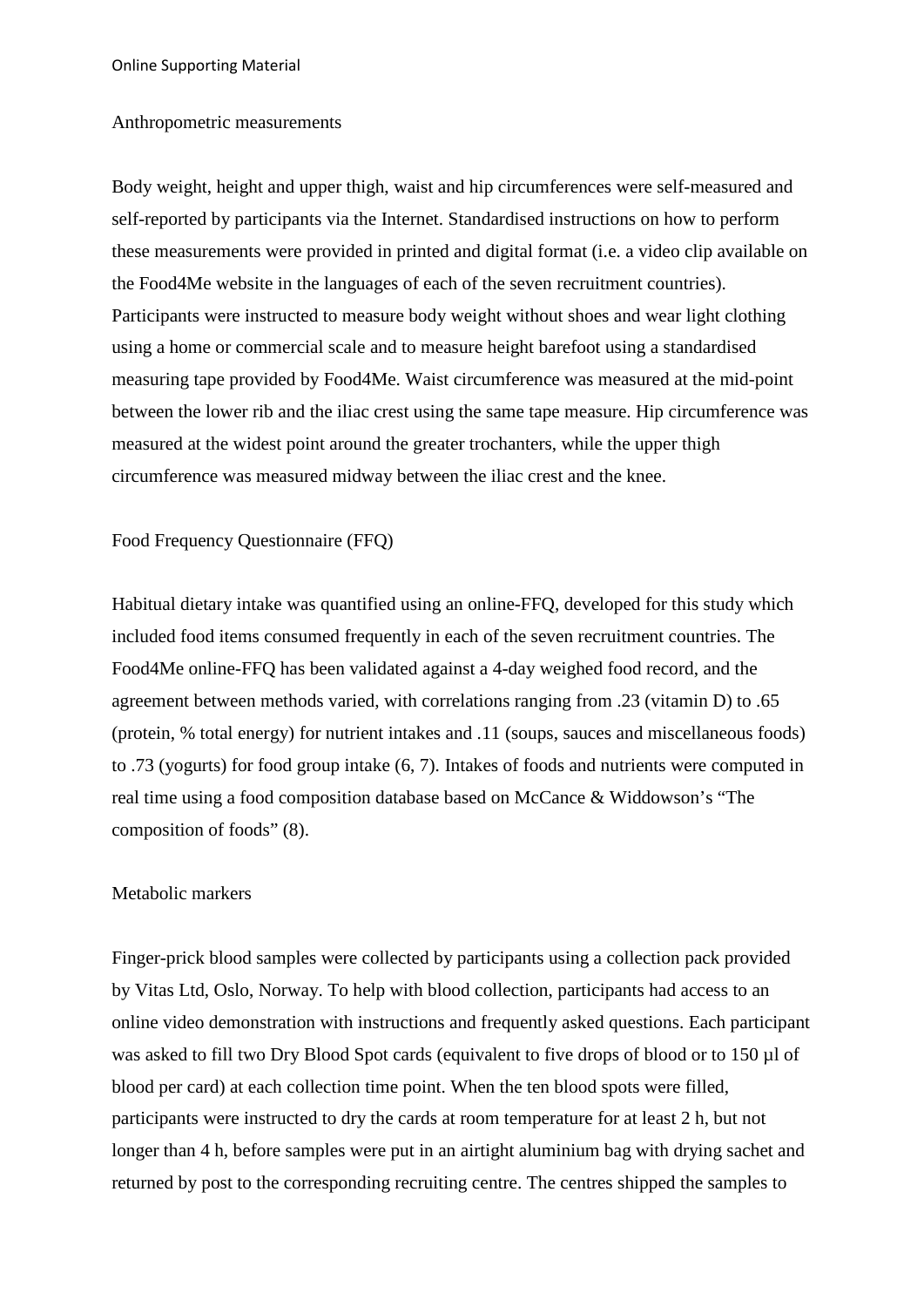Online Supporting Material

## Anthropometric measurements

Body weight, height and upper thigh, waist and hip circumferences were self-measured and self-reported by participants via the Internet. Standardised instructions on how to perform these measurements were provided in printed and digital format (i.e. a video clip available on the Food4Me website in the languages of each of the seven recruitment countries). Participants were instructed to measure body weight without shoes and wear light clothing using a home or commercial scale and to measure height barefoot using a standardised measuring tape provided by Food4Me. Waist circumference was measured at the mid-point between the lower rib and the iliac crest using the same tape measure. Hip circumference was measured at the widest point around the greater trochanters, while the upper thigh circumference was measured midway between the iliac crest and the knee.

## Food Frequency Questionnaire (FFQ)

Habitual dietary intake was quantified using an online-FFQ, developed for this study which included food items consumed frequently in each of the seven recruitment countries. The Food4Me online-FFQ has been validated against a 4-day weighed food record, and the agreement between methods varied, with correlations ranging from .23 (vitamin D) to .65 (protein, % total energy) for nutrient intakes and .11 (soups, sauces and miscellaneous foods) to .73 (yogurts) for food group intake (6, 7). Intakes of foods and nutrients were computed in real time using a food composition database based on McCance & Widdowson's "The composition of foods" (8).

## Metabolic markers

Finger-prick blood samples were collected by participants using a collection pack provided by Vitas Ltd, Oslo, Norway. To help with blood collection, participants had access to an online video demonstration with instructions and frequently asked questions. Each participant was asked to fill two Dry Blood Spot cards (equivalent to five drops of blood or to 150 µl of blood per card) at each collection time point. When the ten blood spots were filled, participants were instructed to dry the cards at room temperature for at least 2 h, but not longer than 4 h, before samples were put in an airtight aluminium bag with drying sachet and returned by post to the corresponding recruiting centre. The centres shipped the samples to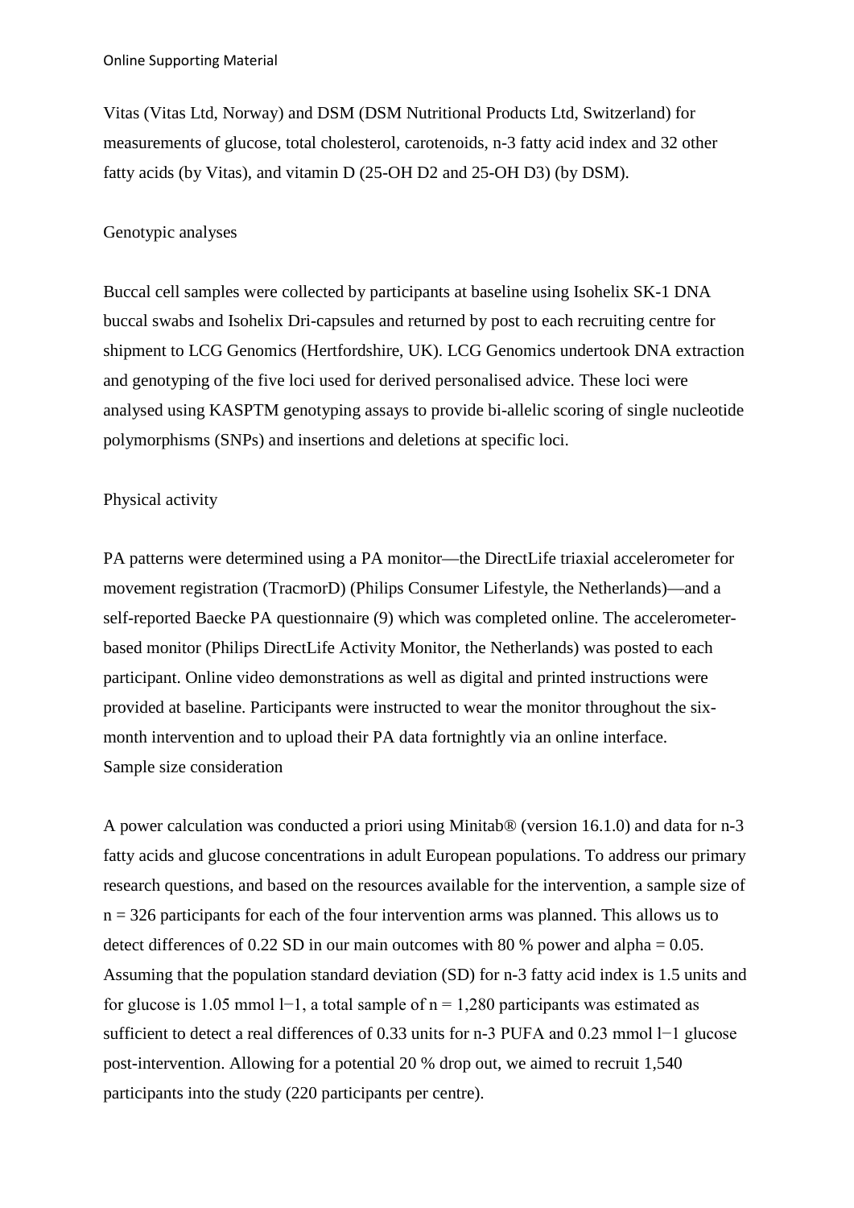Vitas (Vitas Ltd, Norway) and DSM (DSM Nutritional Products Ltd, Switzerland) for measurements of glucose, total cholesterol, carotenoids, n-3 fatty acid index and 32 other fatty acids (by Vitas), and vitamin D (25-OH D2 and 25-OH D3) (by DSM).

## Genotypic analyses

Buccal cell samples were collected by participants at baseline using Isohelix SK-1 DNA buccal swabs and Isohelix Dri-capsules and returned by post to each recruiting centre for shipment to LCG Genomics (Hertfordshire, UK). LCG Genomics undertook DNA extraction and genotyping of the five loci used for derived personalised advice. These loci were analysed using KASPTM genotyping assays to provide bi-allelic scoring of single nucleotide polymorphisms (SNPs) and insertions and deletions at specific loci.

## Physical activity

PA patterns were determined using a PA monitor—the DirectLife triaxial accelerometer for movement registration (TracmorD) (Philips Consumer Lifestyle, the Netherlands)—and a self-reported Baecke PA questionnaire (9) which was completed online. The accelerometer-based monitor (Philips DirectLife Activity Monitor, the Netherlands) was posted to each participant. Online video demonstrations as well as digital and printed instructions were provided at baseline. Participants were instructed to wear the monitor throughout the six-month intervention and to upload their PA data fortnightly via an online interface.

## Sample size consideration

A power calculation was conducted a priori using Minitab® (version 16.1.0) and data for n-3 fatty acids and glucose concentrations in adult European populations. To address our primary research questions, and based on the resources available for the intervention, a sample size of n = 326 participants for each of the four intervention arms was planned. This allows us to detect differences of 0.22 SD in our main outcomes with 80 % power and alpha = 0.05. Assuming that the population standard deviation (SD) for n-3 fatty acid index is 1.5 units and for glucose is 1.05 mmol $l^{-1}$, a total sample of n = 1,280 participants was estimated as sufficient to detect a real differences of 0.33 units for n-3 PUFA and 0.23 mmol $l^{-1}$ glucose post-intervention. Allowing for a potential 20 % drop out, we aimed to recruit 1,540 participants into the study (220 participants per centre).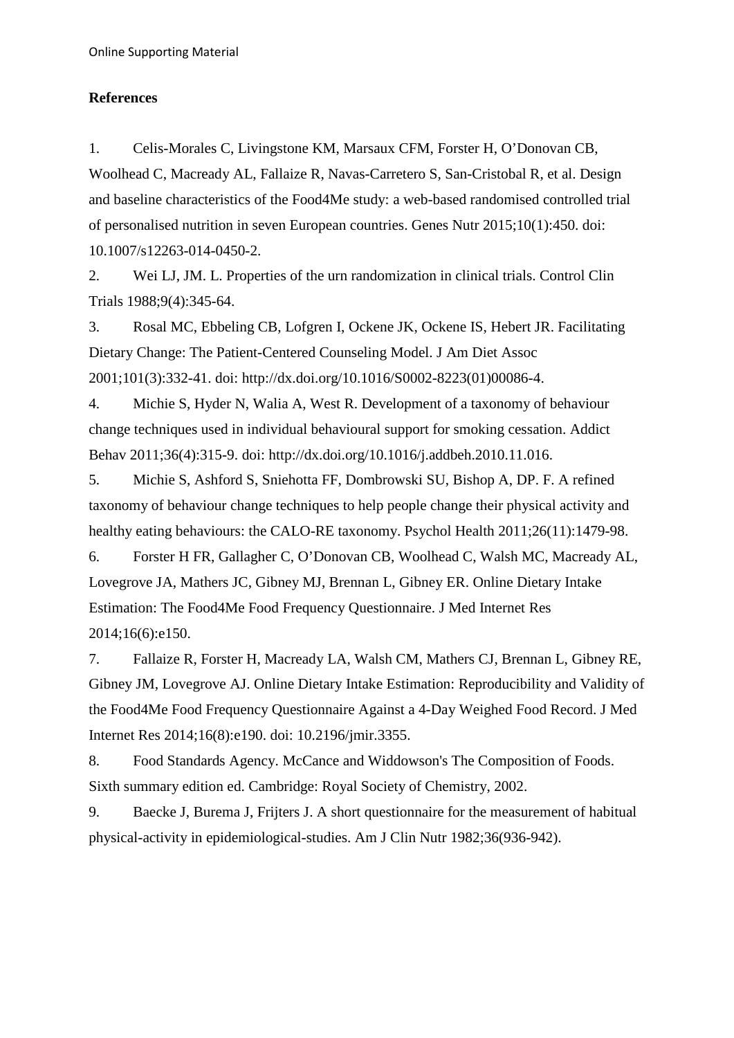## References

1. Celis-Morales C, Livingstone KM, Marsaux CFM, Forster H, O'Donovan CB, Woolhead C, Macready AL, Fallaize R, Navas-Carretero S, San-Cristobal R, et al. Design and baseline characteristics of the Food4Me study: a web-based randomised controlled trial of personalised nutrition in seven European countries. Genes Nutr 2015;10(1):450. doi: 10.1007/s12263-014-0450-2.
2. Wei LJ, JM. L. Properties of the urn randomization in clinical trials. Control Clin Trials 1988;9(4):345-64.
3. Rosal MC, Ebbeling CB, Lofgren I, Ockene JK, Ockene IS, Hebert JR. Facilitating Dietary Change: The Patient-Centered Counseling Model. J Am Diet Assoc 2001;101(3):332-41. doi: http://dx.doi.org/10.1016/S0002-8223(01)00086-4.
4. Michie S, Hyder N, Walia A, West R. Development of a taxonomy of behaviour change techniques used in individual behavioural support for smoking cessation. Addict Behav 2011;36(4):315-9. doi: http://dx.doi.org/10.1016/j.addbeh.2010.11.016.
5. Michie S, Ashford S, Sniehotta FF, Dombrowski SU, Bishop A, DP. F. A refined taxonomy of behaviour change techniques to help people change their physical activity and healthy eating behaviours: the CALO-RE taxonomy. Psychol Health 2011;26(11):1479-98.
6. Forster H FR, Gallagher C, O'Donovan CB, Woolhead C, Walsh MC, Macready AL, Lovegrove JA, Mathers JC, Gibney MJ, Brennan L, Gibney ER. Online Dietary Intake Estimation: The Food4Me Food Frequency Questionnaire. J Med Internet Res 2014;16(6):e150.
7. Fallaize R, Forster H, Macready LA, Walsh CM, Mathers CJ, Brennan L, Gibney RE, Gibney JM, Lovegrove AJ. Online Dietary Intake Estimation: Reproducibility and Validity of the Food4Me Food Frequency Questionnaire Against a 4-Day Weighed Food Record. J Med Internet Res 2014;16(8):e190. doi: 10.2196/jmir.3355.
8. Food Standards Agency. McCance and Widdowson's The Composition of Foods. Sixth summary edition ed. Cambridge: Royal Society of Chemistry, 2002.
9. Baecke J, Burema J, Frijters J. A short questionnaire for the measurement of habitual physical-activity in epidemiological-studies. Am J Clin Nutr 1982;36(936-942).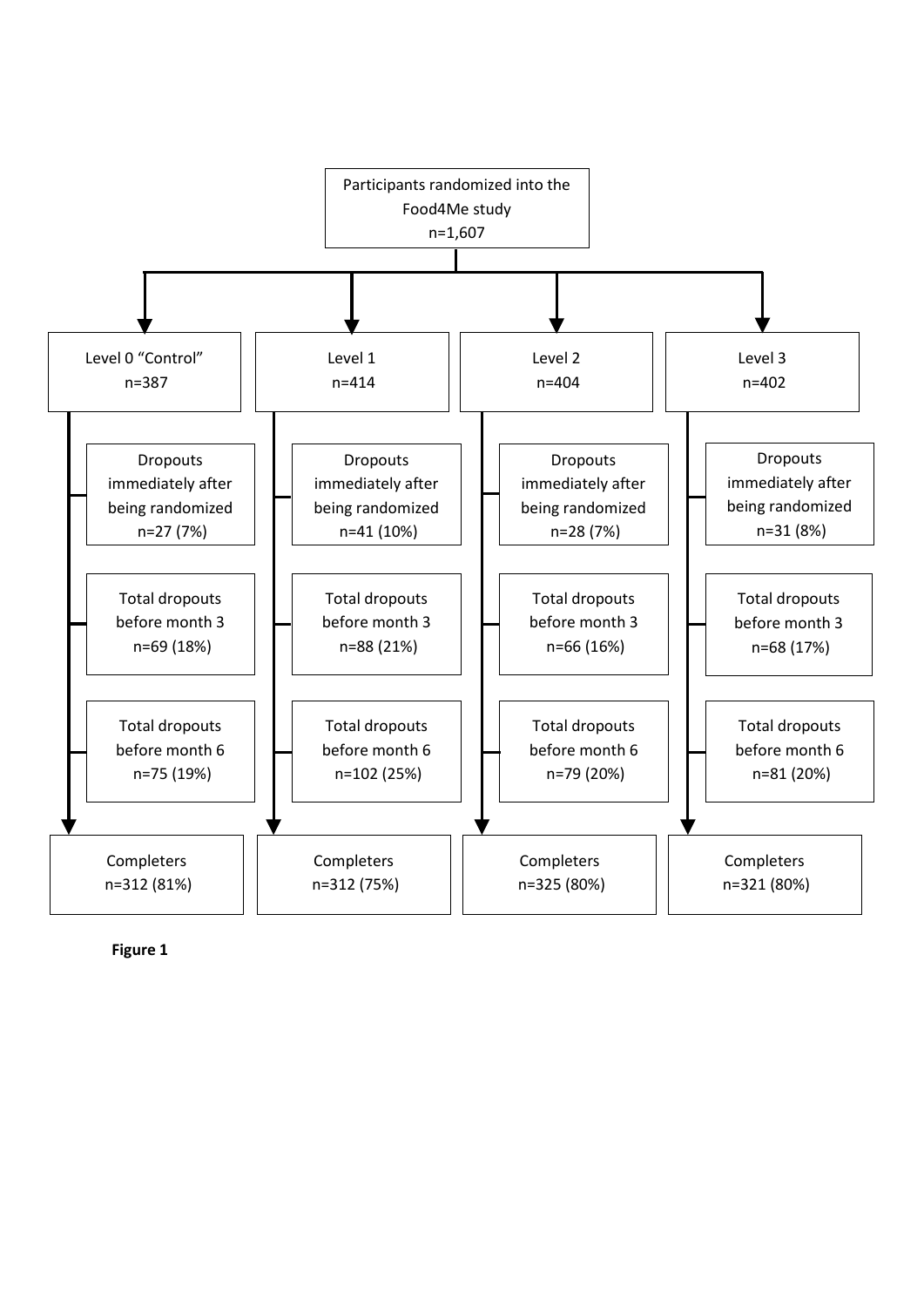Participants randomized into the Food4Me study
n=1,607

| Level 0 "Control" n=387 | Level 1 n=414 | Level 2 n=404 | Level 3 n=402 |
| --- | --- | --- | --- |
| Dropouts immediately after being randomized n=27 (7%) | Dropouts immediately after being randomized n=41 (10%) | Dropouts immediately after being randomized n=28 (7%) | Dropouts immediately after being randomized n=31 (8%) |
| Total dropouts before month 3 n=69 (18%) | Total dropouts before month 3 n=88 (21%) | Total dropouts before month 3 n=66 (16%) | Total dropouts before month 3 n=68 (17%) |
| Total dropouts before month 6 n=75 (19%) | Total dropouts before month 6 n=102 (25%) | Total dropouts before month 6 n=79 (20%) | Total dropouts before month 6 n=81 (20%) |
| Completers n=312 (81%) | Completers n=312 (75%) | Completers n=325 (80%) | Completers n=321 (80%) |

**Figure 1**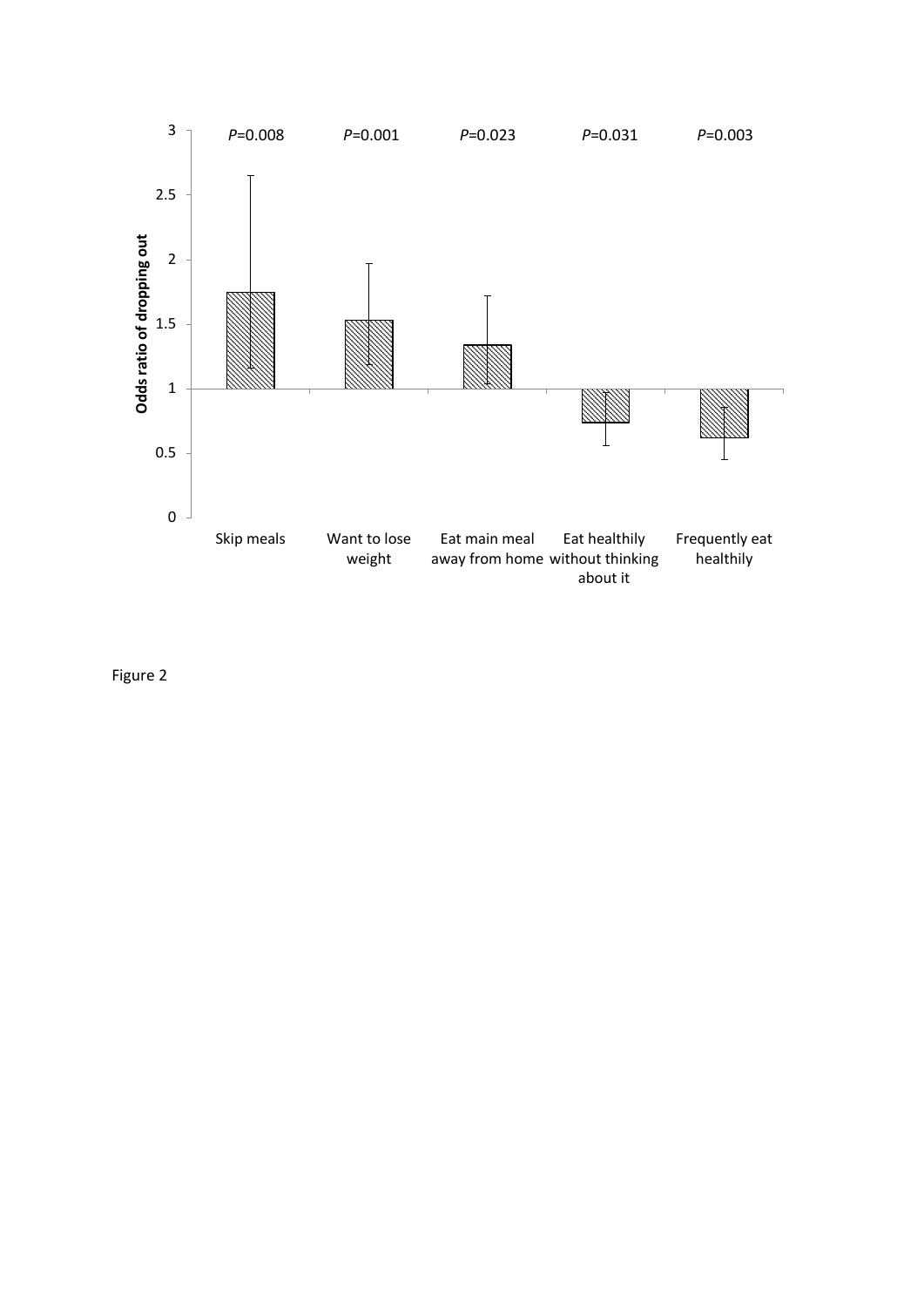Odds ratio of dropping out

3

2.5

2

1.5

1

0.5

0

*P*=0.008 *P*=0.001 *P*=0.023 *P*=0.031 *P*=0.003

Skip meals

Want to lose weight

Eat main meal away from home

Eat healthily without thinking about it

Frequently eat healthily

Figure 2